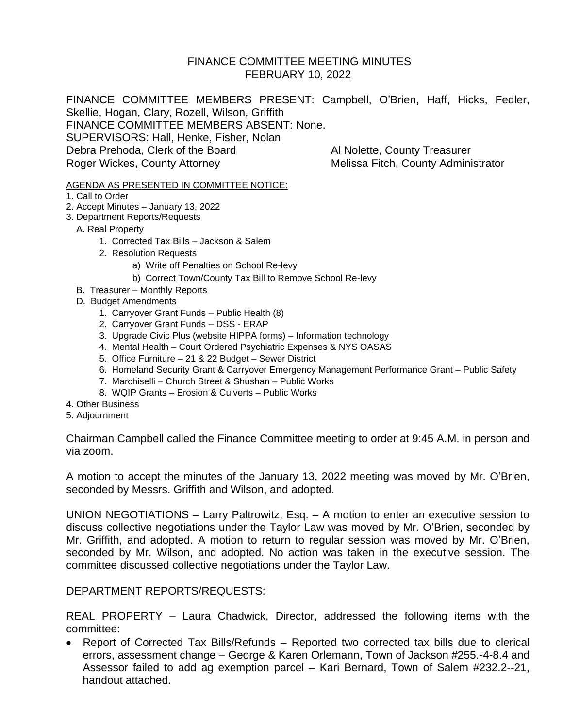# FINANCE COMMITTEE MEETING MINUTES
## FEBRUARY 10, 2022

FINANCE COMMITTEE MEMBERS PRESENT: Campbell, O'Brien, Haff, Hicks, Fedler, Skellie, Hogan, Clary, Rozell, Wilson, Griffith
FINANCE COMMITTEE MEMBERS ABSENT: None.
SUPERVISORS: Hall, Henke, Fisher, Nolan
Debra Prehoda, Clerk of the Board  Al Nolette, County Treasurer
Roger Wickes, County Attorney  Melissa Fitch, County Administrator

AGENDA AS PRESENTED IN COMMITTEE NOTICE:

1. Call to Order
2. Accept Minutes – January 13, 2022
3. Department Reports/Requests
   A. Real Property
      1. Corrected Tax Bills – Jackson & Salem
      2. Resolution Requests
         a) Write off Penalties on School Re-levy
         b) Correct Town/County Tax Bill to Remove School Re-levy
   B. Treasurer – Monthly Reports
   D. Budget Amendments
      1. Carryover Grant Funds – Public Health (8)
      2. Carryover Grant Funds – DSS - ERAP
      3. Upgrade Civic Plus (website HIPPA forms) – Information technology
      4. Mental Health – Court Ordered Psychiatric Expenses & NYS OASAS
      5. Office Furniture – 21 & 22 Budget – Sewer District
      6. Homeland Security Grant & Carryover Emergency Management Performance Grant – Public Safety
      7. Marchiselli – Church Street & Shushan – Public Works
      8. WQIP Grants – Erosion & Culverts – Public Works
4. Other Business
5. Adjournment

Chairman Campbell called the Finance Committee meeting to order at 9:45 A.M. in person and via zoom.

A motion to accept the minutes of the January 13, 2022 meeting was moved by Mr. O'Brien, seconded by Messrs. Griffith and Wilson, and adopted.

UNION NEGOTIATIONS – Larry Paltrowitz, Esq. – A motion to enter an executive session to discuss collective negotiations under the Taylor Law was moved by Mr. O'Brien, seconded by Mr. Griffith, and adopted. A motion to return to regular session was moved by Mr. O'Brien, seconded by Mr. Wilson, and adopted. No action was taken in the executive session. The committee discussed collective negotiations under the Taylor Law.

DEPARTMENT REPORTS/REQUESTS:

REAL PROPERTY – Laura Chadwick, Director, addressed the following items with the committee:

- Report of Corrected Tax Bills/Refunds – Reported two corrected tax bills due to clerical errors, assessment change – George & Karen Orlemann, Town of Jackson #255.-4-8.4 and Assessor failed to add ag exemption parcel – Kari Bernard, Town of Salem #232.2--21, handout attached.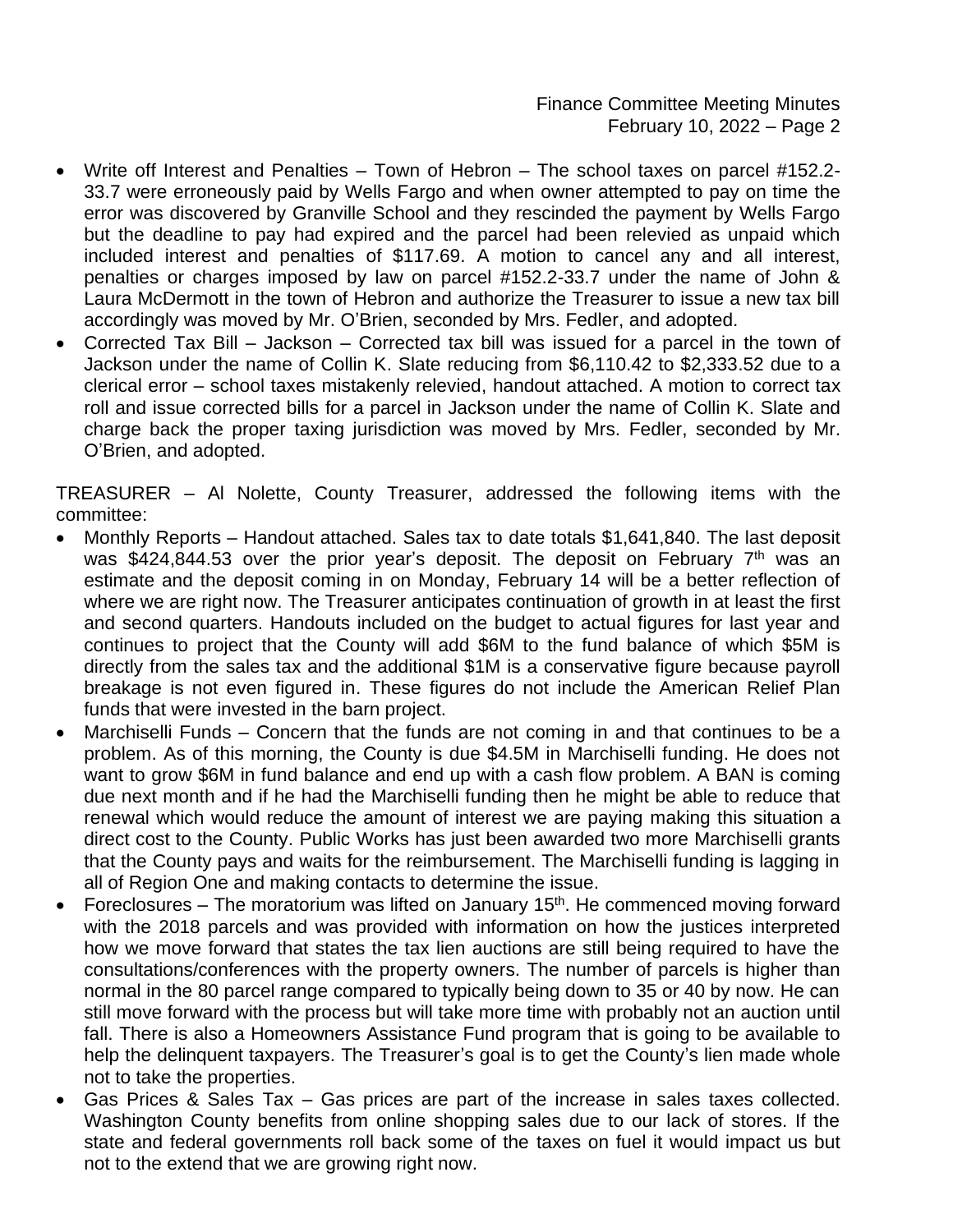- Write off Interest and Penalties – Town of Hebron – The school taxes on parcel #152.2-33.7 were erroneously paid by Wells Fargo and when owner attempted to pay on time the error was discovered by Granville School and they rescinded the payment by Wells Fargo but the deadline to pay had expired and the parcel had been relevied as unpaid which included interest and penalties of $117.69. A motion to cancel any and all interest, penalties or charges imposed by law on parcel #152.2-33.7 under the name of John & Laura McDermott in the town of Hebron and authorize the Treasurer to issue a new tax bill accordingly was moved by Mr. O'Brien, seconded by Mrs. Fedler, and adopted.
- Corrected Tax Bill – Jackson – Corrected tax bill was issued for a parcel in the town of Jackson under the name of Collin K. Slate reducing from $6,110.42 to $2,333.52 due to a clerical error – school taxes mistakenly relevied, handout attached. A motion to correct tax roll and issue corrected bills for a parcel in Jackson under the name of Collin K. Slate and charge back the proper taxing jurisdiction was moved by Mrs. Fedler, seconded by Mr. O'Brien, and adopted.

TREASURER – Al Nolette, County Treasurer, addressed the following items with the committee:

- Monthly Reports – Handout attached. Sales tax to date totals $1,641,840. The last deposit was $424,844.53 over the prior year's deposit. The deposit on February 7th was an estimate and the deposit coming in on Monday, February 14 will be a better reflection of where we are right now. The Treasurer anticipates continuation of growth in at least the first and second quarters. Handouts included on the budget to actual figures for last year and continues to project that the County will add $6M to the fund balance of which $5M is directly from the sales tax and the additional $1M is a conservative figure because payroll breakage is not even figured in. These figures do not include the American Relief Plan funds that were invested in the barn project.
- Marchiselli Funds – Concern that the funds are not coming in and that continues to be a problem. As of this morning, the County is due $4.5M in Marchiselli funding. He does not want to grow $6M in fund balance and end up with a cash flow problem. A BAN is coming due next month and if he had the Marchiselli funding then he might be able to reduce that renewal which would reduce the amount of interest we are paying making this situation a direct cost to the County. Public Works has just been awarded two more Marchiselli grants that the County pays and waits for the reimbursement. The Marchiselli funding is lagging in all of Region One and making contacts to determine the issue.
- Foreclosures – The moratorium was lifted on January 15th. He commenced moving forward with the 2018 parcels and was provided with information on how the justices interpreted how we move forward that states the tax lien auctions are still being required to have the consultations/conferences with the property owners. The number of parcels is higher than normal in the 80 parcel range compared to typically being down to 35 or 40 by now. He can still move forward with the process but will take more time with probably not an auction until fall. There is also a Homeowners Assistance Fund program that is going to be available to help the delinquent taxpayers. The Treasurer's goal is to get the County's lien made whole not to take the properties.
- Gas Prices & Sales Tax – Gas prices are part of the increase in sales taxes collected. Washington County benefits from online shopping sales due to our lack of stores. If the state and federal governments roll back some of the taxes on fuel it would impact us but not to the extend that we are growing right now.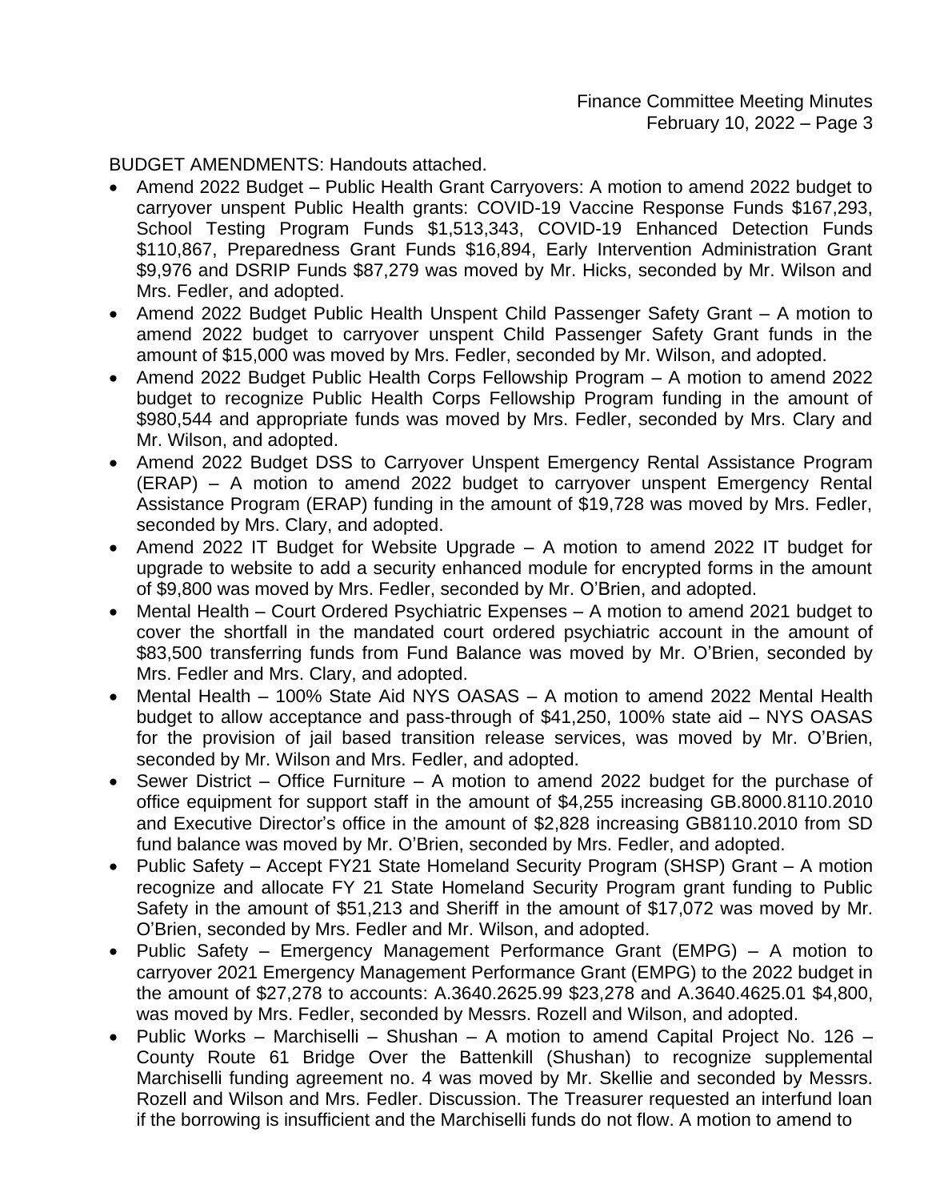BUDGET AMENDMENTS: Handouts attached.

- Amend 2022 Budget – Public Health Grant Carryovers: A motion to amend 2022 budget to carryover unspent Public Health grants: COVID-19 Vaccine Response Funds $167,293, School Testing Program Funds $1,513,343, COVID-19 Enhanced Detection Funds $110,867, Preparedness Grant Funds $16,894, Early Intervention Administration Grant $9,976 and DSRIP Funds $87,279 was moved by Mr. Hicks, seconded by Mr. Wilson and Mrs. Fedler, and adopted.
- Amend 2022 Budget Public Health Unspent Child Passenger Safety Grant – A motion to amend 2022 budget to carryover unspent Child Passenger Safety Grant funds in the amount of $15,000 was moved by Mrs. Fedler, seconded by Mr. Wilson, and adopted.
- Amend 2022 Budget Public Health Corps Fellowship Program – A motion to amend 2022 budget to recognize Public Health Corps Fellowship Program funding in the amount of $980,544 and appropriate funds was moved by Mrs. Fedler, seconded by Mrs. Clary and Mr. Wilson, and adopted.
- Amend 2022 Budget DSS to Carryover Unspent Emergency Rental Assistance Program (ERAP) – A motion to amend 2022 budget to carryover unspent Emergency Rental Assistance Program (ERAP) funding in the amount of $19,728 was moved by Mrs. Fedler, seconded by Mrs. Clary, and adopted.
- Amend 2022 IT Budget for Website Upgrade – A motion to amend 2022 IT budget for upgrade to website to add a security enhanced module for encrypted forms in the amount of $9,800 was moved by Mrs. Fedler, seconded by Mr. O'Brien, and adopted.
- Mental Health – Court Ordered Psychiatric Expenses – A motion to amend 2021 budget to cover the shortfall in the mandated court ordered psychiatric account in the amount of $83,500 transferring funds from Fund Balance was moved by Mr. O'Brien, seconded by Mrs. Fedler and Mrs. Clary, and adopted.
- Mental Health – 100% State Aid NYS OASAS – A motion to amend 2022 Mental Health budget to allow acceptance and pass-through of $41,250, 100% state aid – NYS OASAS for the provision of jail based transition release services, was moved by Mr. O'Brien, seconded by Mr. Wilson and Mrs. Fedler, and adopted.
- Sewer District – Office Furniture – A motion to amend 2022 budget for the purchase of office equipment for support staff in the amount of $4,255 increasing GB.8000.8110.2010 and Executive Director's office in the amount of $2,828 increasing GB8110.2010 from SD fund balance was moved by Mr. O'Brien, seconded by Mrs. Fedler, and adopted.
- Public Safety – Accept FY21 State Homeland Security Program (SHSP) Grant – A motion recognize and allocate FY 21 State Homeland Security Program grant funding to Public Safety in the amount of $51,213 and Sheriff in the amount of $17,072 was moved by Mr. O'Brien, seconded by Mrs. Fedler and Mr. Wilson, and adopted.
- Public Safety – Emergency Management Performance Grant (EMPG) – A motion to carryover 2021 Emergency Management Performance Grant (EMPG) to the 2022 budget in the amount of $27,278 to accounts: A.3640.2625.99 $23,278 and A.3640.4625.01 $4,800, was moved by Mrs. Fedler, seconded by Messrs. Rozell and Wilson, and adopted.
- Public Works – Marchiselli – Shushan – A motion to amend Capital Project No. 126 – County Route 61 Bridge Over the Battenkill (Shushan) to recognize supplemental Marchiselli funding agreement no. 4 was moved by Mr. Skellie and seconded by Messrs. Rozell and Wilson and Mrs. Fedler. Discussion. The Treasurer requested an interfund loan if the borrowing is insufficient and the Marchiselli funds do not flow. A motion to amend to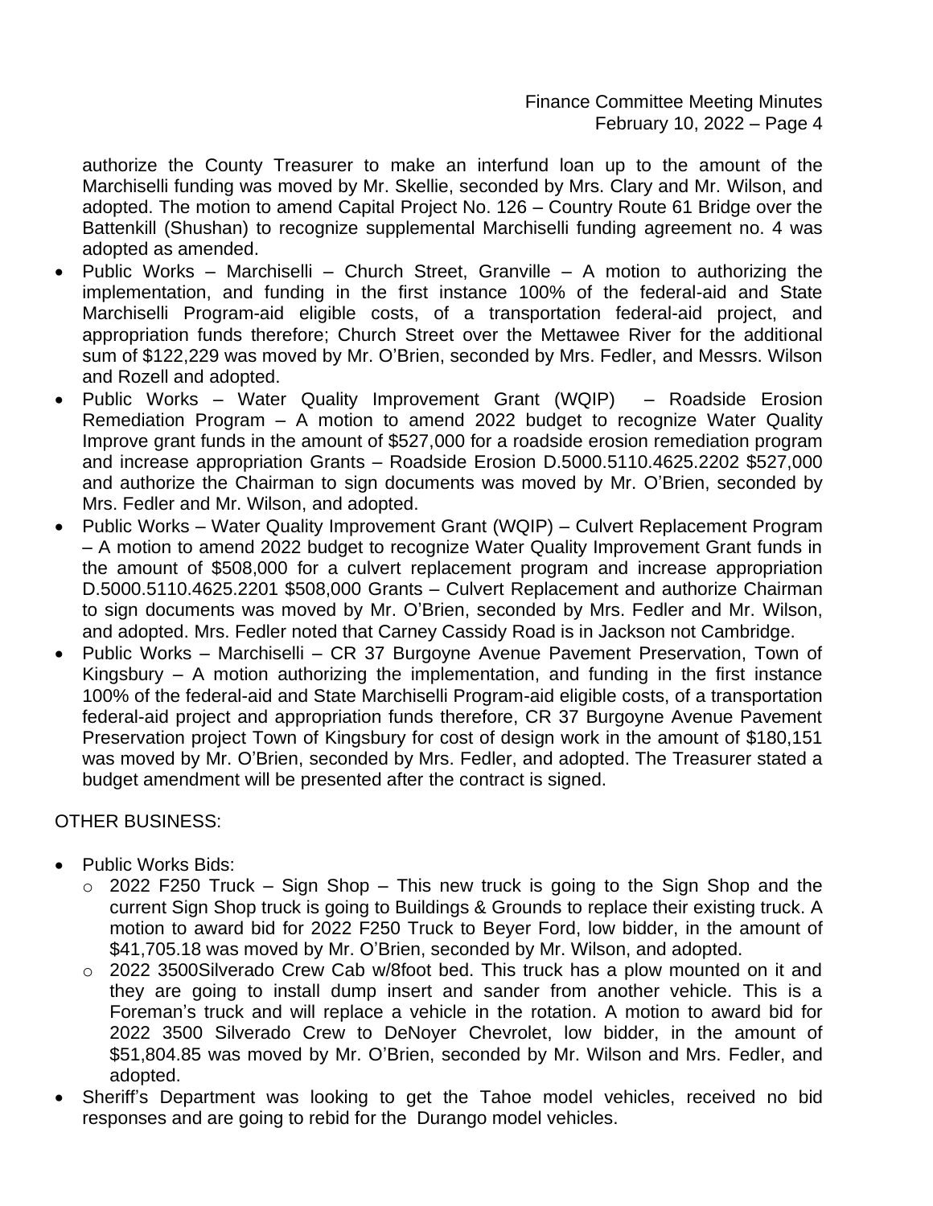authorize the County Treasurer to make an interfund loan up to the amount of the Marchiselli funding was moved by Mr. Skellie, seconded by Mrs. Clary and Mr. Wilson, and adopted. The motion to amend Capital Project No. 126 – Country Route 61 Bridge over the Battenkill (Shushan) to recognize supplemental Marchiselli funding agreement no. 4 was adopted as amended.

- Public Works – Marchiselli – Church Street, Granville – A motion to authorizing the implementation, and funding in the first instance 100% of the federal-aid and State Marchiselli Program-aid eligible costs, of a transportation federal-aid project, and appropriation funds therefore; Church Street over the Mettawee River for the additional sum of $122,229 was moved by Mr. O'Brien, seconded by Mrs. Fedler, and Messrs. Wilson and Rozell and adopted.
- Public Works – Water Quality Improvement Grant (WQIP) – Roadside Erosion Remediation Program – A motion to amend 2022 budget to recognize Water Quality Improve grant funds in the amount of $527,000 for a roadside erosion remediation program and increase appropriation Grants – Roadside Erosion D.5000.5110.4625.2202 $527,000 and authorize the Chairman to sign documents was moved by Mr. O'Brien, seconded by Mrs. Fedler and Mr. Wilson, and adopted.
- Public Works – Water Quality Improvement Grant (WQIP) – Culvert Replacement Program – A motion to amend 2022 budget to recognize Water Quality Improvement Grant funds in the amount of $508,000 for a culvert replacement program and increase appropriation D.5000.5110.4625.2201 $508,000 Grants – Culvert Replacement and authorize Chairman to sign documents was moved by Mr. O'Brien, seconded by Mrs. Fedler and Mr. Wilson, and adopted. Mrs. Fedler noted that Carney Cassidy Road is in Jackson not Cambridge.
- Public Works – Marchiselli – CR 37 Burgoyne Avenue Pavement Preservation, Town of Kingsbury – A motion authorizing the implementation, and funding in the first instance 100% of the federal-aid and State Marchiselli Program-aid eligible costs, of a transportation federal-aid project and appropriation funds therefore, CR 37 Burgoyne Avenue Pavement Preservation project Town of Kingsbury for cost of design work in the amount of $180,151 was moved by Mr. O'Brien, seconded by Mrs. Fedler, and adopted. The Treasurer stated a budget amendment will be presented after the contract is signed.

OTHER BUSINESS:

- Public Works Bids:
  - 2022 F250 Truck – Sign Shop – This new truck is going to the Sign Shop and the current Sign Shop truck is going to Buildings & Grounds to replace their existing truck. A motion to award bid for 2022 F250 Truck to Beyer Ford, low bidder, in the amount of $41,705.18 was moved by Mr. O'Brien, seconded by Mr. Wilson, and adopted.
  - 2022 3500Silverado Crew Cab w/8foot bed. This truck has a plow mounted on it and they are going to install dump insert and sander from another vehicle. This is a Foreman's truck and will replace a vehicle in the rotation. A motion to award bid for 2022 3500 Silverado Crew to DeNoyer Chevrolet, low bidder, in the amount of $51,804.85 was moved by Mr. O'Brien, seconded by Mr. Wilson and Mrs. Fedler, and adopted.
- Sheriff's Department was looking to get the Tahoe model vehicles, received no bid responses and are going to rebid for the Durango model vehicles.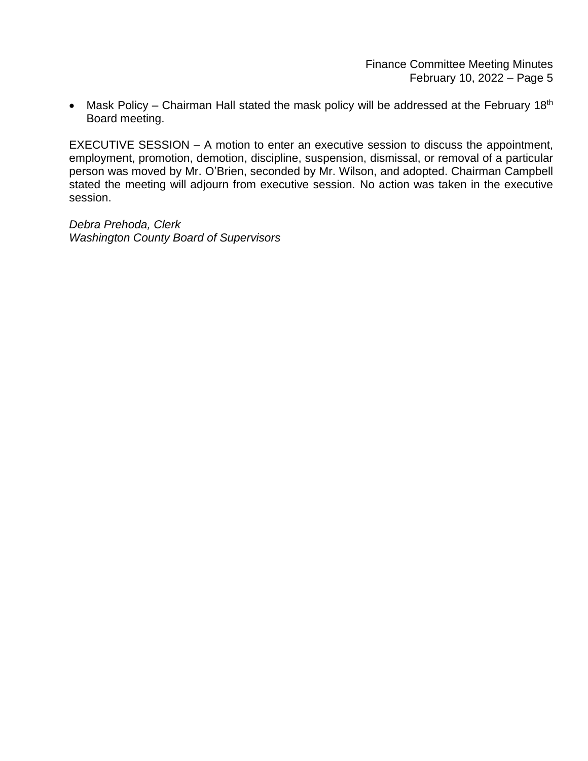- Mask Policy – Chairman Hall stated the mask policy will be addressed at the February 18th Board meeting.

EXECUTIVE SESSION – A motion to enter an executive session to discuss the appointment, employment, promotion, demotion, discipline, suspension, dismissal, or removal of a particular person was moved by Mr. O'Brien, seconded by Mr. Wilson, and adopted. Chairman Campbell stated the meeting will adjourn from executive session. No action was taken in the executive session.

*Debra Prehoda, Clerk*
*Washington County Board of Supervisors*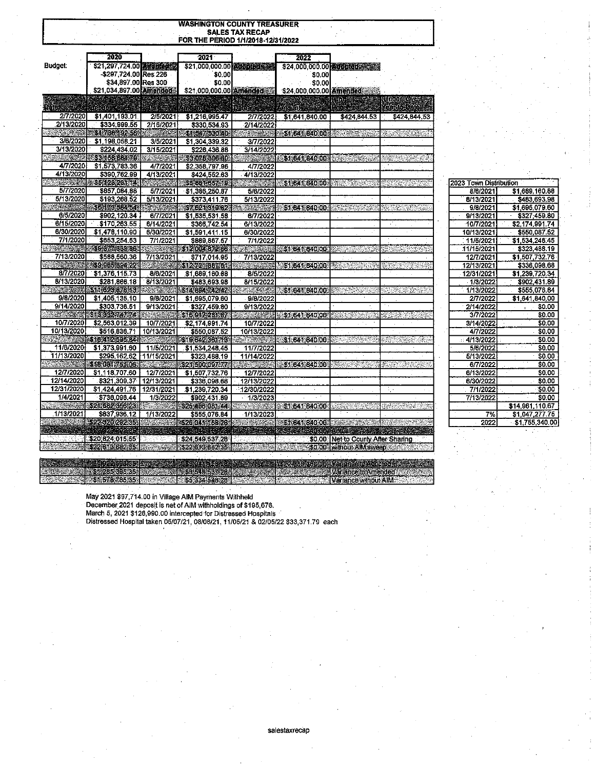# WASHINGTON COUNTY TREASURER
## SALES TAX RECAP
### FOR THE PERIOD 1/1/2018-12/31/2022

| | 2020 | | 2021 | | 2022 | | |
|---|---|---|---|---|---|---|---|
| Budget: | $21,297,724.00 | Adopted | $21,000,000.00 | Adopted | $24,000,000.00 | Adopted | |
| | -$297,724.00 | Res 226 | $0.00 | | $0.00 | | |
| | $34,897.00 | Res 300 | $0.00 | | $0.00 | | |
| | $21,034,897.00 | Amended | $21,000,000.00 | Amended | $24,000,000.00 | Amended | |
| Date | Amount | Date | Amount | Date | Amount | Over/Under Budget | Over/Under Year to Date |
| 2/7/2020 | $1,401,193.01 | 2/5/2021 | $1,216,995.47 | 2/7/2022 | $1,641,840.00 | $424,844.53 | $424,844.53 |
| 2/13/2020 | $334,999.55 | 2/16/2021 | $330,534.93 | 2/14/2022 | | | |
| | $1,736,192.56 | | $1,547,530.40 | | $1,641,840.00 | | |
| 3/6/2020 | $1,198,058.21 | 3/5/2021 | $1,304,339.32 | 3/7/2022 | | | |
| 3/13/2020 | $224,434.02 | 3/15/2021 | $226,436.88 | 3/14/2022 | | | |
| | $3,158,684.79 | | $3,078,306.60 | | $1,641,840.00 | | |
| 4/7/2020 | $1,573,783.36 | 4/7/2021 | $2,358,797.96 | 4/7/2022 | | | |
| 4/13/2020 | $390,762.99 | 4/13/2021 | $424,552.63 | 4/13/2022 | | | |
| | $5,123,231.14 | | $5,861,657.19 | | $1,641,840.00 | | |
| 5/7/2020 | $857,084.88 | 5/7/2021 | $1,386,250.87 | 5/6/2022 | | | |
| 5/13/2020 | $193,268.52 | 5/13/2021 | $373,411.76 | 5/13/2022 | | | |
| | $6,173,584.54 | | $7,621,319.82 | | $1,641,840.00 | | |
| 6/5/2020 | $902,120.34 | 6/7/2021 | $1,535,531.58 | 6/7/2022 | | | |
| 6/15/2020 | $170,263.55 | 6/14/2021 | $366,742.54 | 6/13/2022 | | | |
| 6/30/2020 | $1,478,110.90 | 6/30/2021 | $1,591,411.15 | 6/30/2022 | | | |
| 7/1/2020 | $653,254.53 | 7/1/2021 | $889,867.57 | 7/1/2022 | | | |
| | $9,377,333.86 | | $12,004,872.66 | | $1,641,840.00 | | |
| 7/13/2020 | $588,560.36 | 7/13/2021 | $717,014.95 | 7/13/2022 | | | |
| | $9,965,894.22 | | $12,721,887.61 | | $1,641,840.00 | | |
| 8/7/2020 | $1,376,115.73 | 8/6/2021 | $1,689,160.88 | 8/5/2022 | | | |
| 8/13/2020 | $281,866.18 | 8/13/2021 | $483,693.98 | 8/15/2022 | | | |
| | $11,623,876.13 | | $14,894,742.47 | | $1,641,840.00 | | |
| 9/8/2020 | $1,405,135.10 | 9/8/2021 | $1,695,079.60 | 9/8/2022 | | | |
| 9/14/2020 | $303,736.51 | 9/13/2021 | $327,459.80 | 9/13/2022 | | | |
| | $13,332,747.74 | | $16,917,281.87 | | $1,641,840.00 | | |
| 10/7/2020 | $2,563,012.39 | 10/7/2021 | $2,174,991.74 | 10/7/2022 | | | |
| 10/13/2020 | $516,836.71 | 10/13/2021 | $550,087.52 | 10/13/2022 | | | |
| | $16,412,596.84 | | $19,642,361.13 | | $1,641,840.00 | | |
| 11/6/2020 | $1,373,991.60 | 11/5/2021 | $1,534,248.45 | 11/7/2022 | | | |
| 11/13/2020 | $295,162.62 | 11/15/2021 | $323,488.19 | 11/14/2022 | | | |
| | $18,081,751.06 | | $21,500,097.77 | | $1,641,840.00 | | |
| 12/7/2020 | $1,118,707.60 | 12/7/2021 | $1,507,732.76 | 12/7/2022 | | | |
| 12/14/2020 | $321,309.37 | 12/13/2021 | $336,098.68 | 12/13/2022 | | | |
| 12/31/2020 | $1,424,491.76 | 12/31/2021 | $1,239,720.34 | 12/30/2022 | | | |
| 1/4/2021 | $736,096.44 | 1/3/2022 | $902,431.89 | 1/3/2023 | | | |
| | $21,682,356.23 | | $25,486,081.44 | | $1,641,840.00 | | |
| 1/13/2021 | $637,936.12 | 1/13/2022 | $555,076.84 | 1/13/2023 | | | |
| | $22,320,292.35 | | $26,041,158.28 | | $1,641,840.00 | | |
| | | | | | | | |
| | $20,824,015.55 | | $24,549,537.28 | | $0.00 | Net to County After Sharing | |
| | $22,613,682.35 | | $22,613,682.35 | | $0.00 | without AIM sweep | |
| | | | | | | | |
| | | | | | | Variance to Adopted | |
| | $1,285,395.35 | | $3,549,537.28 | | | Variance to Amended | |
| | $1,578,785.35 | | $5,334,546.28 | | | Variance without AIM | |

| 2023 Town Distribution | |
|---|---|
| 8/6/2021 | $1,689,160.88 |
| 8/13/2021 | $483,693.98 |
| 9/8/2021 | $1,695,079.60 |
| 9/13/2021 | $327,459.80 |
| 10/7/2021 | $2,174,991.74 |
| 10/13/2021 | $550,087.52 |
| 11/5/2021 | $1,534,248.45 |
| 11/15/2021 | $323,488.19 |
| 12/7/2021 | $1,507,732.76 |
| 12/13/2021 | $336,098.68 |
| 12/31/2021 | $1,239,720.34 |
| 1/3/2022 | $902,431.89 |
| 1/13/2022 | $555,076.84 |
| 2/7/2022 | $1,641,840.00 |
| 2/14/2022 | $0.00 |
| 3/7/2022 | $0.00 |
| 3/14/2022 | $0.00 |
| 4/7/2022 | $0.00 |
| 4/13/2022 | $0.00 |
| 5/6/2022 | $0.00 |
| 5/13/2022 | $0.00 |
| 6/7/2022 | $0.00 |
| 6/13/2022 | $0.00 |
| 6/30/2022 | $0.00 |
| 7/1/2022 | $0.00 |
| 7/13/2022 | $0.00 |
| | $14,961,110.67 |
| 7% | $1,047,277.75 |
| 2022 | $1,755,340.00 |

May 2021 $97,714.00 in Village AIM Payments Withheld
December 2021 deposit is net of AIM withholdings of $195,676.
March 5, 2021 $126,990.00 intercepted for Distressed Hospitals
Distressed Hospital taken 05/07/21, 08/06/21, 11/05/21 & 02/05/22 $33,371.79 each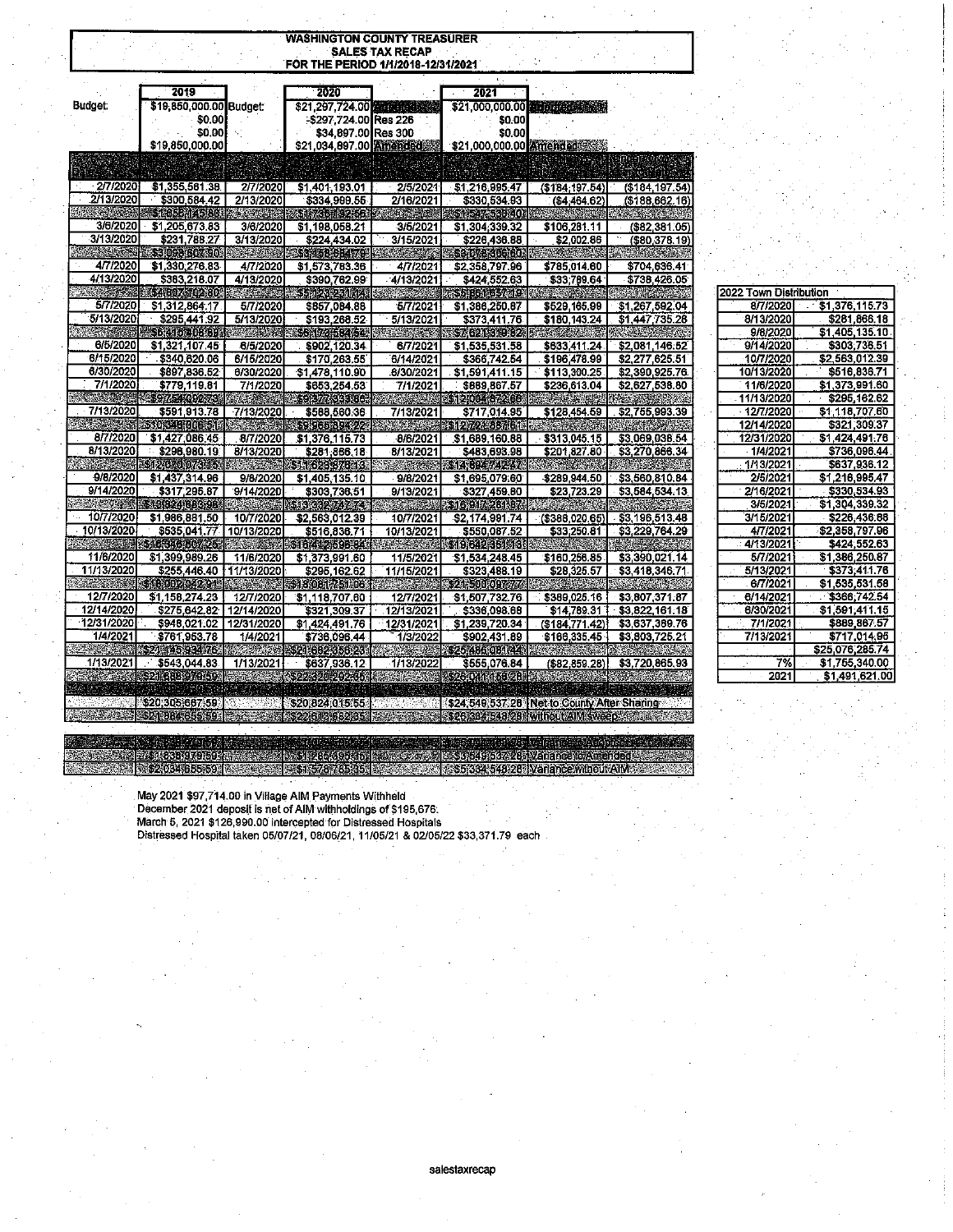# WASHINGTON COUNTY TREASURER
## SALES TAX RECAP
### FOR THE PERIOD 1/1/2018-12/31/2021

| Budget: | 2019 | Budget: | 2020 | | 2021 | |
|---|---|---|---|---|---|---|
| | $19,850,000.00 | | $21,297,724.00 | Budgeted | $21,000,000.00 | Budgeted |
| | $0.00 | | -$297,724.00 | Res 226 | $0.00 | |
| | $0.00 | | $34,897.00 | Res 300 | $0.00 | |
| | $19,850,000.00 | | $21,034,897.00 | Amended | $21,000,000.00 | Amended |

| | | | | | | | |
|---|---|---|---|---|---|---|---|
| 2/7/2020 | $1,355,561.38 | 2/7/2020 | $1,401,193.01 | 2/5/2021 | $1,216,995.47 | ($184,197.54) | ($184,197.54) |
| 2/13/2020 | $300,584.42 | 2/13/2020 | $334,969.55 | 2/16/2021 | $330,534.93 | ($4,464.62) | ($188,662.16) |
| | $1,656,145.80 | | $1,736,162.56 | | $1,547,530.40 | | |
| 3/6/2020 | $1,205,673.83 | 3/6/2020 | $1,198,058.21 | 3/5/2021 | $1,304,339.32 | $106,281.11 | ($82,381.05) |
| 3/13/2020 | $231,788.27 | 3/13/2020 | $224,434.02 | 3/15/2021 | $226,436.88 | $2,002.86 | ($80,378.19) |
| | $3,093,607.90 | | $3,158,654.79 | | $3,078,306.60 | | |
| 4/7/2020 | $1,330,276.83 | 4/7/2020 | $1,573,783.36 | 4/7/2021 | $2,358,797.96 | $785,014.60 | $704,636.41 |
| 4/13/2020 | $383,218.07 | 4/13/2020 | $390,762.99 | 4/13/2021 | $424,552.63 | $33,789.64 | $738,426.05 |
| | $4,807,102.80 | | $5,123,201.14 | | $5,861,657.19 | | |
| 5/7/2020 | $1,312,864.17 | 5/7/2020 | $857,084.88 | 5/7/2021 | $1,386,250.87 | $529,165.99 | $1,267,592.04 |
| 5/13/2020 | $295,441.92 | 5/13/2020 | $193,268.52 | 5/13/2021 | $373,411.76 | $180,143.24 | $1,447,735.28 |
| | $6,415,408.89 | | $6,173,554.54 | | $7,621,319.82 | | |
| 6/5/2020 | $1,321,107.45 | 6/5/2020 | $902,120.34 | 6/7/2021 | $1,535,531.58 | $633,411.24 | $2,081,146.52 |
| 6/15/2020 | $340,620.06 | 6/15/2020 | $170,263.55 | 6/14/2021 | $366,742.54 | $196,478.99 | $2,277,625.51 |
| 6/30/2020 | $897,836.52 | 6/30/2020 | $1,478,110.90 | 6/30/2021 | $1,591,411.15 | $113,300.25 | $2,390,925.76 |
| 7/1/2020 | $779,119.81 | 7/1/2020 | $653,254.53 | 7/1/2021 | $889,867.57 | $236,613.04 | $2,627,538.80 |
| | $9,754,092.73 | | $9,377,303.86 | | $12,004,872.66 | | |
| 7/13/2020 | $591,913.78 | 7/13/2020 | $588,560.36 | 7/13/2021 | $717,014.95 | $128,454.59 | $2,755,993.39 |
| | $10,346,006.51 | | $9,965,864.22 | | $12,721,887.61 | | |
| 8/7/2020 | $1,427,086.45 | 8/7/2020 | $1,376,115.73 | 8/6/2021 | $1,689,160.88 | $313,045.15 | $3,069,038.54 |
| 8/13/2020 | $296,980.19 | 8/13/2020 | $281,866.18 | 8/13/2021 | $483,693.98 | $201,827.80 | $3,270,866.34 |
| | $12,070,073.15 | | $11,623,846.13 | | $14,894,742.47 | | |
| 9/8/2020 | $1,437,314.96 | 9/8/2020 | $1,405,135.10 | 9/8/2021 | $1,695,079.60 | $289,944.50 | $3,560,810.84 |
| 9/14/2020 | $317,295.87 | 9/14/2020 | $303,736.51 | 9/13/2021 | $327,459.80 | $23,723.29 | $3,584,534.13 |
| | $13,824,683.98 | | $13,332,717.74 | | $16,917,281.87 | | |
| 10/7/2020 | $1,986,881.50 | 10/7/2020 | $2,563,012.39 | 10/7/2021 | $2,174,991.74 | ($388,020.65) | $3,196,513.48 |
| 10/13/2020 | $535,041.77 | 10/13/2020 | $516,836.71 | 10/13/2021 | $550,087.52 | $33,250.81 | $3,229,764.29 |
| | $16,346,607.25 | | $16,412,566.84 | | $19,642,361.13 | | |
| 11/6/2020 | $1,399,989.26 | 11/6/2020 | $1,373,991.60 | 11/5/2021 | $1,534,248.45 | $160,256.85 | $3,390,021.14 |
| 11/13/2020 | $255,446.40 | 11/13/2020 | $295,162.62 | 11/15/2021 | $323,488.19 | $28,325.57 | $3,418,346.71 |
| | $18,002,042.91 | | $18,081,751.06 | | $21,500,097.77 | | |
| 12/7/2020 | $1,158,274.23 | 12/7/2020 | $1,118,707.60 | 12/7/2021 | $1,507,732.76 | $389,025.16 | $3,807,371.87 |
| 12/14/2020 | $275,642.82 | 12/14/2020 | $321,309.37 | 12/13/2021 | $336,098.68 | $14,789.31 | $3,822,161.18 |
| 12/31/2020 | $948,021.02 | 12/31/2020 | $1,424,491.76 | 12/31/2021 | $1,239,720.34 | ($184,771.42) | $3,637,389.76 |
| 1/4/2021 | $761,953.78 | 1/4/2021 | $736,096.44 | 1/3/2022 | $902,431.89 | $166,335.45 | $3,803,725.21 |
| | $21,145,934.76 | | $21,682,356.23 | | $25,486,081.44 | | |
| 1/13/2021 | $543,044.83 | 1/13/2021 | $637,936.12 | 1/13/2022 | $555,076.84 | ($82,859.28) | $3,720,865.93 |
| | $21,688,979.59 | | $22,320,292.35 | | $26,041,158.28 | | |
| | $20,308,687.59 | | $20,824,015.55 | | $24,549,537.28 | Net to County After Sharing | |
| | $21,884,655.59 | | $22,613,582.35 | | $26,334,548.28 | without AIM sweep | |
| | $1,838,979.59 | | $1,285,995.35 | | $3,549,537.28 | Variance to Amended | |
| | $2,034,655.59 | | $1,578,785.35 | | $5,334,548.28 | Variance without AIM | |

| 2022 Town Distribution | |
|---|---|
| 8/7/2020 | $1,376,115.73 |
| 8/13/2020 | $281,866.18 |
| 9/8/2020 | $1,405,135.10 |
| 9/14/2020 | $303,736.51 |
| 10/7/2020 | $2,563,012.39 |
| 10/13/2020 | $516,836.71 |
| 11/6/2020 | $1,373,991.60 |
| 11/13/2020 | $295,162.62 |
| 12/7/2020 | $1,118,707.60 |
| 12/14/2020 | $321,309.37 |
| 12/31/2020 | $1,424,491.76 |
| 1/4/2021 | $736,096.44 |
| 1/13/2021 | $637,936.12 |
| 2/5/2021 | $1,216,995.47 |
| 2/16/2021 | $330,534.93 |
| 3/5/2021 | $1,304,339.32 |
| 3/15/2021 | $226,436.88 |
| 4/7/2021 | $2,358,797.96 |
| 4/13/2021 | $424,552.63 |
| 5/7/2021 | $1,386,250.87 |
| 5/13/2021 | $373,411.76 |
| 6/7/2021 | $1,535,531.58 |
| 6/14/2021 | $366,742.54 |
| 6/30/2021 | $1,591,411.15 |
| 7/1/2021 | $889,867.57 |
| 7/13/2021 | $717,014.95 |
| | $25,076,285.74 |
| 7% | $1,755,340.00 |
| 2021 | $1,491,621.00 |

May 2021 $97,714.00 in Village AIM Payments Withheld
December 2021 deposit is net of AIM withholdings of $195,676.
March 5, 2021 $126,990.00 intercepted for Distressed Hospitals
Distressed Hospital taken 05/07/21, 08/06/21, 11/05/21 & 02/05/22 $33,371.79 each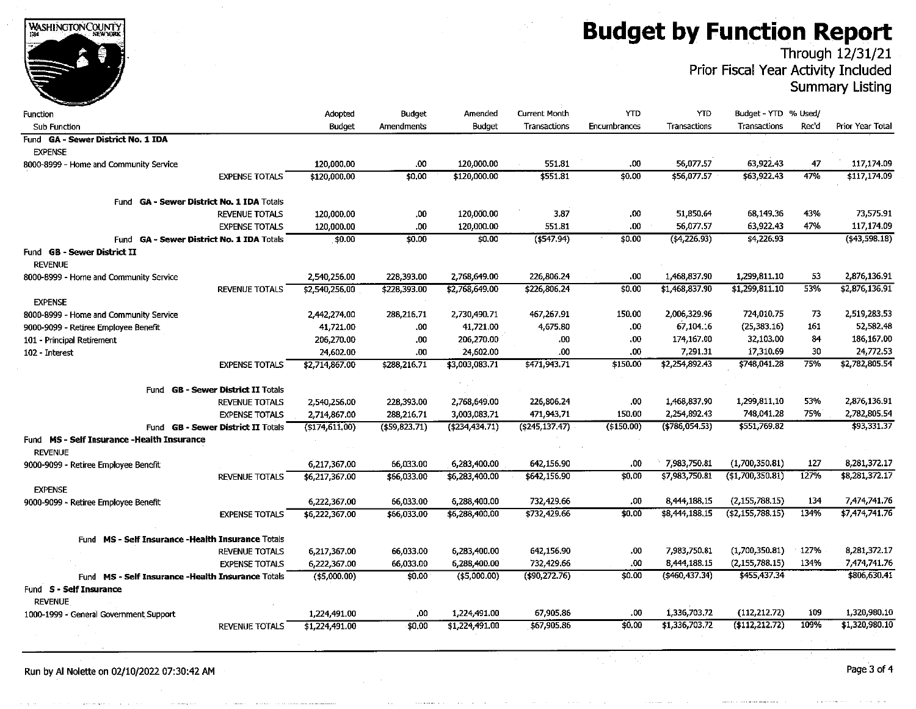# Budget by Function Report

Through 12/31/21
Prior Fiscal Year Activity Included
Summary Listing

| Function<br>Sub Function | Adopted Budget | Budget Amendments | Amended Budget | Current Month Transactions | YTD Encumbrances | YTD Transactions | Budget - YTD Transactions | % Used/ Rec'd | Prior Year Total |
|---|---|---|---|---|---|---|---|---|---|
| **Fund GA - Sewer District No. 1 IDA** | | | | | | | | | |
| EXPENSE | | | | | | | | | |
| 8000-8999 - Home and Community Service | 120,000.00 | .00 | 120,000.00 | 551.81 | .00 | 56,077.57 | 63,922.43 | 47 | 117,174.09 |
| EXPENSE TOTALS | $120,000.00 | $0.00 | $120,000.00 | $551.81 | $0.00 | $56,077.57 | $63,922.43 | 47% | $117,174.09 |
| Fund **GA - Sewer District No. 1 IDA** Totals | | | | | | | | | |
| REVENUE TOTALS | 120,000.00 | .00 | 120,000.00 | 3.87 | .00 | 51,850.64 | 68,149.36 | 43% | 73,575.91 |
| EXPENSE TOTALS | 120,000.00 | .00 | 120,000.00 | 551.81 | .00 | 56,077.57 | 63,922.43 | 47% | 117,174.09 |
| Fund **GA - Sewer District No. 1 IDA** Totals | $0.00 | $0.00 | $0.00 | ($547.94) | $0.00 | ($4,226.93) | $4,226.93 | | ($43,598.18) |
| **Fund GB - Sewer District II** | | | | | | | | | |
| REVENUE | | | | | | | | | |
| 8000-8999 - Home and Community Service | 2,540,256.00 | 228,393.00 | 2,768,649.00 | 226,806.24 | .00 | 1,468,837.90 | 1,299,811.10 | 53 | 2,876,136.91 |
| REVENUE TOTALS | $2,540,256.00 | $228,393.00 | $2,768,649.00 | $226,806.24 | $0.00 | $1,468,837.90 | $1,299,811.10 | 53% | $2,876,136.91 |
| EXPENSE | | | | | | | | | |
| 8000-8999 - Home and Community Service | 2,442,274.00 | 288,216.71 | 2,730,490.71 | 467,267.91 | 150.00 | 2,006,329.96 | 724,010.75 | 73 | 2,519,283.53 |
| 9000-9099 - Retiree Employee Benefit | 41,721.00 | .00 | 41,721.00 | 4,675.80 | .00 | 67,104.16 | (25,383.16) | 161 | 52,582.48 |
| 101 - Principal Retirement | 206,270.00 | .00 | 206,270.00 | .00 | .00 | 174,167.00 | 32,103.00 | 84 | 186,167.00 |
| 102 - Interest | 24,602.00 | .00 | 24,602.00 | .00 | .00 | 7,291.31 | 17,310.69 | 30 | 24,772.53 |
| EXPENSE TOTALS | $2,714,867.00 | $288,216.71 | $3,003,083.71 | $471,943.71 | $150.00 | $2,254,892.43 | $748,041.28 | 75% | $2,782,805.54 |
| Fund **GB - Sewer District II** Totals | | | | | | | | | |
| REVENUE TOTALS | 2,540,256.00 | 228,393.00 | 2,768,649.00 | 226,806.24 | .00 | 1,468,837.90 | 1,299,811.10 | 53% | 2,876,136.91 |
| EXPENSE TOTALS | 2,714,867.00 | 288,216.71 | 3,003,083.71 | 471,943.71 | 150.00 | 2,254,892.43 | 748,041.28 | 75% | 2,782,805.54 |
| Fund **GB - Sewer District II** Totals | ($174,611.00) | ($59,823.71) | ($234,434.71) | ($245,137.47) | ($150.00) | ($786,054.53) | $551,769.82 | | $93,331.37 |
| **Fund MS - Self Insurance -Health Insurance** | | | | | | | | | |
| REVENUE | | | | | | | | | |
| 9000-9099 - Retiree Employee Benefit | 6,217,367.00 | 66,033.00 | 6,283,400.00 | 642,156.90 | .00 | 7,983,750.81 | (1,700,350.81) | 127 | 8,281,372.17 |
| REVENUE TOTALS | $6,217,367.00 | $66,033.00 | $6,283,400.00 | $642,156.90 | $0.00 | $7,983,750.81 | ($1,700,350.81) | 127% | $8,281,372.17 |
| EXPENSE | | | | | | | | | |
| 9000-9099 - Retiree Employee Benefit | 6,222,367.00 | 66,033.00 | 6,288,400.00 | 732,429.66 | .00 | 8,444,188.15 | (2,155,788.15) | 134 | 7,474,741.76 |
| EXPENSE TOTALS | $6,222,367.00 | $66,033.00 | $6,288,400.00 | $732,429.66 | $0.00 | $8,444,188.15 | ($2,155,788.15) | 134% | $7,474,741.76 |
| Fund **MS - Self Insurance -Health Insurance** Totals | | | | | | | | | |
| REVENUE TOTALS | 6,217,367.00 | 66,033.00 | 6,283,400.00 | 642,156.90 | .00 | 7,983,750.81 | (1,700,350.81) | 127% | 8,281,372.17 |
| EXPENSE TOTALS | 6,222,367.00 | 66,033.00 | 6,288,400.00 | 732,429.66 | .00 | 8,444,188.15 | (2,155,788.15) | 134% | 7,474,741.76 |
| Fund **MS - Self Insurance -Health Insurance** Totals | ($5,000.00) | $0.00 | ($5,000.00) | ($90,272.76) | $0.00 | ($460,437.34) | $455,437.34 | | $806,630.41 |
| **Fund S - Self Insurance** | | | | | | | | | |
| REVENUE | | | | | | | | | |
| 1000-1999 - General Government Support | 1,224,491.00 | .00 | 1,224,491.00 | 67,905.86 | .00 | 1,336,703.72 | (112,212.72) | 109 | 1,320,980.10 |
| REVENUE TOTALS | $1,224,491.00 | $0.00 | $1,224,491.00 | $67,905.86 | $0.00 | $1,336,703.72 | ($112,212.72) | 109% | $1,320,980.10 |

Run by Al Nolette on 02/10/2022 07:30:42 AM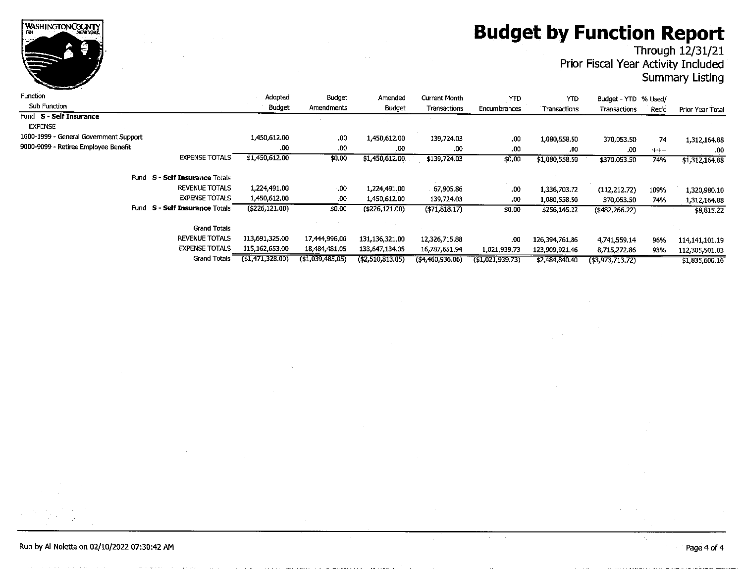# Budget by Function Report

Through 12/31/21
Prior Fiscal Year Activity Included
Summary Listing

| Function / Sub Function | Adopted Budget | Budget Amendments | Amended Budget | Current Month Transactions | YTD Encumbrances | YTD Transactions | Budget - YTD Transactions | % Used/ Rec'd | Prior Year Total |
|---|---|---|---|---|---|---|---|---|---|
| **Fund S - Self Insurance** | | | | | | | | | |
| EXPENSE | | | | | | | | | |
| 1000-1999 - General Government Support | 1,450,612.00 | .00 | 1,450,612.00 | 139,724.03 | .00 | 1,080,558.50 | 370,053.50 | 74 | 1,312,164.88 |
| 9000-9099 - Retiree Employee Benefit | .00 | .00 | .00 | .00 | .00 | .00 | .00 | +++ | .00 |
| EXPENSE TOTALS | $1,450,612.00 | $0.00 | $1,450,612.00 | $139,724.03 | $0.00 | $1,080,558.50 | $370,053.50 | 74% | $1,312,164.88 |
| Fund **S - Self Insurance** Totals | | | | | | | | | |
| REVENUE TOTALS | 1,224,491.00 | .00 | 1,224,491.00 | 67,905.86 | .00 | 1,336,703.72 | (112,212.72) | 109% | 1,320,980.10 |
| EXPENSE TOTALS | 1,450,612.00 | .00 | 1,450,612.00 | 139,724.03 | .00 | 1,080,558.50 | 370,053.50 | 74% | 1,312,164.88 |
| Fund **S - Self Insurance** Totals | ($226,121.00) | $0.00 | ($226,121.00) | ($71,818.17) | $0.00 | $256,145.22 | ($482,266.22) | | $8,815.22 |
| Grand Totals | | | | | | | | | |
| REVENUE TOTALS | 113,691,325.00 | 17,444,996.00 | 131,136,321.00 | 12,326,715.88 | .00 | 126,394,761.86 | 4,741,559.14 | 96% | 114,141,101.19 |
| EXPENSE TOTALS | 115,162,653.00 | 18,484,481.05 | 133,647,134.05 | 16,787,651.94 | 1,021,939.73 | 123,909,921.46 | 8,715,272.86 | 93% | 112,305,501.03 |
| Grand Totals | ($1,471,328.00) | ($1,039,485.05) | ($2,510,813.05) | ($4,460,936.06) | ($1,021,939.73) | $2,484,840.40 | ($3,973,713.72) | | $1,835,600.16 |

Run by Al Nolette on 02/10/2022 07:30:42 AM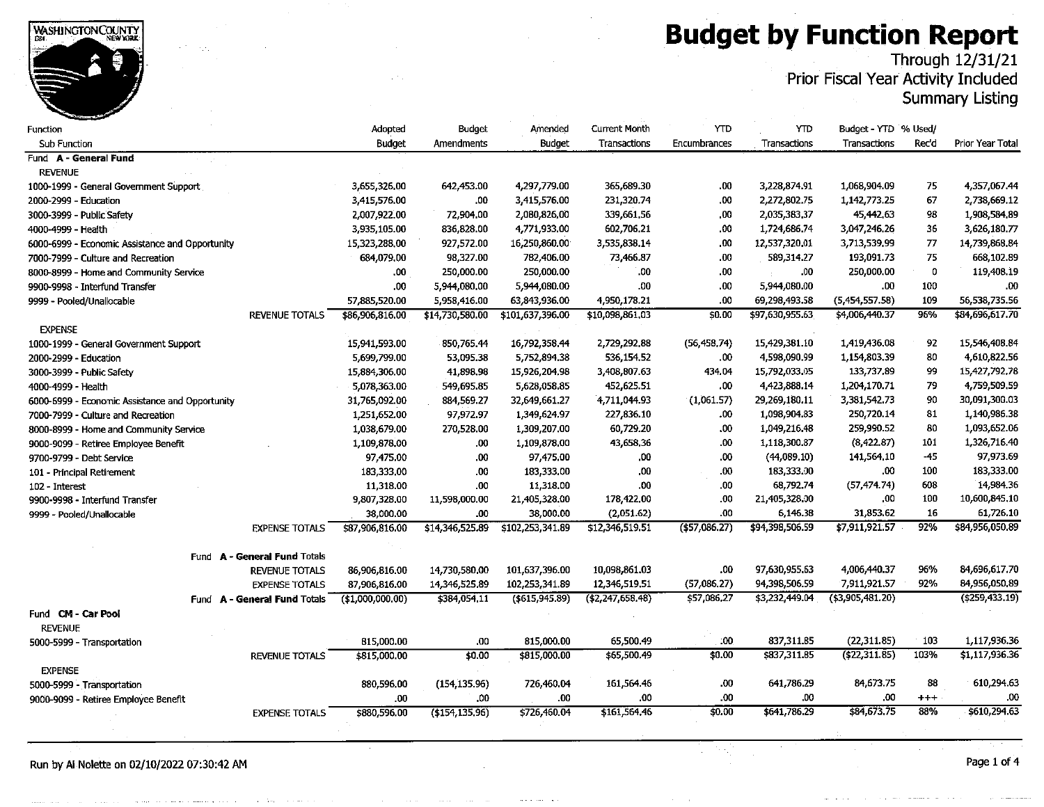# Budget by Function Report

Through 12/31/21
Prior Fiscal Year Activity Included
Summary Listing

| Function / Sub Function | Adopted Budget | Budget Amendments | Amended Budget | Current Month Transactions | YTD Encumbrances | YTD Transactions | Budget - YTD Transactions | % Used/ Rec'd | Prior Year Total |
|---|---|---|---|---|---|---|---|---|---|
| **Fund A - General Fund** | | | | | | | | | |
| REVENUE | | | | | | | | | |
| 1000-1999 - General Government Support | 3,655,326.00 | 642,453.00 | 4,297,779.00 | 365,689.30 | .00 | 3,228,874.91 | 1,068,904.09 | 75 | 4,357,067.44 |
| 2000-2999 - Education | 3,415,576.00 | .00 | 3,415,576.00 | 231,320.74 | .00 | 2,272,802.75 | 1,142,773.25 | 67 | 2,738,669.12 |
| 3000-3999 - Public Safety | 2,007,922.00 | 72,904.00 | 2,080,826.00 | 339,661.56 | .00 | 2,035,383.37 | 45,442.63 | 98 | 1,908,584.89 |
| 4000-4999 - Health | 3,935,105.00 | 836,828.00 | 4,771,933.00 | 602,706.21 | .00 | 1,724,686.74 | 3,047,246.26 | 36 | 3,626,180.77 |
| 6000-6999 - Economic Assistance and Opportunity | 15,323,288.00 | 927,572.00 | 16,250,860.00 | 3,535,838.14 | .00 | 12,537,320.01 | 3,713,539.99 | 77 | 14,739,868.84 |
| 7000-7999 - Culture and Recreation | 684,079.00 | 98,327.00 | 782,406.00 | 73,466.87 | .00 | 589,314.27 | 193,091.73 | 75 | 668,102.89 |
| 8000-8999 - Home and Community Service | .00 | 250,000.00 | 250,000.00 | .00 | .00 | .00 | 250,000.00 | 0 | 119,408.19 |
| 9900-9998 - Interfund Transfer | .00 | 5,944,080.00 | 5,944,080.00 | .00 | .00 | 5,944,080.00 | .00 | 100 | .00 |
| 9999 - Pooled/Unallocable | 57,885,520.00 | 5,958,416.00 | 63,843,936.00 | 4,950,178.21 | .00 | 69,298,493.58 | (5,454,557.58) | 109 | 56,538,735.56 |
| REVENUE TOTALS | $86,906,816.00 | $14,730,580.00 | $101,637,396.00 | $10,098,861.03 | $0.00 | $97,630,955.63 | $4,006,440.37 | 96% | $84,696,617.70 |
| EXPENSE | | | | | | | | | |
| 1000-1999 - General Government Support | 15,941,593.00 | 850,765.44 | 16,792,358.44 | 2,729,292.88 | (56,458.74) | 15,429,381.10 | 1,419,436.08 | 92 | 15,546,408.84 |
| 2000-2999 - Education | 5,699,799.00 | 53,095.38 | 5,752,894.38 | 536,154.52 | .00 | 4,598,090.99 | 1,154,803.39 | 80 | 4,610,822.56 |
| 3000-3999 - Public Safety | 15,884,306.00 | 41,898.98 | 15,926,204.98 | 3,408,807.63 | 434.04 | 15,792,033.05 | 133,737.89 | 99 | 15,427,792.78 |
| 4000-4999 - Health | 5,078,363.00 | 549,695.85 | 5,628,058.85 | 452,625.51 | .00 | 4,423,888.14 | 1,204,170.71 | 79 | 4,759,509.59 |
| 6000-6999 - Economic Assistance and Opportunity | 31,765,092.00 | 884,569.27 | 32,649,661.27 | 4,711,044.93 | (1,061.57) | 29,269,180.11 | 3,381,542.73 | 90 | 30,091,300.03 |
| 7000-7999 - Culture and Recreation | 1,251,652.00 | 97,972.97 | 1,349,624.97 | 227,836.10 | .00 | 1,098,904.83 | 250,720.14 | 81 | 1,140,986.38 |
| 8000-8999 - Home and Community Service | 1,038,679.00 | 270,528.00 | 1,309,207.00 | 60,729.20 | .00 | 1,049,216.48 | 259,990.52 | 80 | 1,093,652.06 |
| 9000-9099 - Retiree Employee Benefit | 1,109,878.00 | .00 | 1,109,878.00 | 43,658.36 | .00 | 1,118,300.87 | (8,422.87) | 101 | 1,326,716.40 |
| 9700-9799 - Debt Service | 97,475.00 | .00 | 97,475.00 | .00 | .00 | (44,089.10) | 141,564.10 | -45 | 97,973.69 |
| 101 - Principal Retirement | 183,333.00 | .00 | 183,333.00 | .00 | .00 | 183,333.00 | .00 | 100 | 183,333.00 |
| 102 - Interest | 11,318.00 | .00 | 11,318.00 | .00 | .00 | 68,792.74 | (57,474.74) | 608 | 14,984.36 |
| 9900-9998 - Interfund Transfer | 9,807,328.00 | 11,598,000.00 | 21,405,328.00 | 178,422.00 | .00 | 21,405,328.00 | .00 | 100 | 10,600,845.10 |
| 9999 - Pooled/Unallocable | 38,000.00 | .00 | 38,000.00 | (2,051.62) | .00 | 6,146.38 | 31,853.62 | 16 | 61,726.10 |
| EXPENSE TOTALS | $87,906,816.00 | $14,346,525.89 | $102,253,341.89 | $12,346,519.51 | ($57,086.27) | $94,398,506.59 | $7,911,921.57 | 92% | $84,956,050.89 |
| **Fund A - General Fund Totals** | | | | | | | | | |
| REVENUE TOTALS | 86,906,816.00 | 14,730,580.00 | 101,637,396.00 | 10,098,861.03 | .00 | 97,630,955.63 | 4,006,440.37 | 96% | 84,696,617.70 |
| EXPENSE TOTALS | 87,906,816.00 | 14,346,525.89 | 102,253,341.89 | 12,346,519.51 | (57,086.27) | 94,398,506.59 | 7,911,921.57 | 92% | 84,956,050.89 |
| Fund A - General Fund Totals | ($1,000,000.00) | $384,054.11 | ($615,945.89) | ($2,247,658.48) | $57,086.27 | $3,232,449.04 | ($3,905,481.20) | | ($259,433.19) |
| **Fund CM - Car Pool** | | | | | | | | | |
| REVENUE | | | | | | | | | |
| 5000-5999 - Transportation | 815,000.00 | .00 | 815,000.00 | 65,500.49 | .00 | 837,311.85 | (22,311.85) | 103 | 1,117,936.36 |
| REVENUE TOTALS | $815,000.00 | $0.00 | $815,000.00 | $65,500.49 | $0.00 | $837,311.85 | ($22,311.85) | 103% | $1,117,936.36 |
| EXPENSE | | | | | | | | | |
| 5000-5999 - Transportation | 880,596.00 | (154,135.96) | 726,460.04 | 161,564.46 | .00 | 641,786.29 | 84,673.75 | 88 | 610,294.63 |
| 9000-9099 - Retiree Employee Benefit | .00 | .00 | .00 | .00 | .00 | .00 | .00 | +++ | .00 |
| EXPENSE TOTALS | $880,596.00 | ($154,135.96) | $726,460.04 | $161,564.46 | $0.00 | $641,786.29 | $84,673.75 | 88% | $610,294.63 |

Run by Al Nolette on 02/10/2022 07:30:42 AM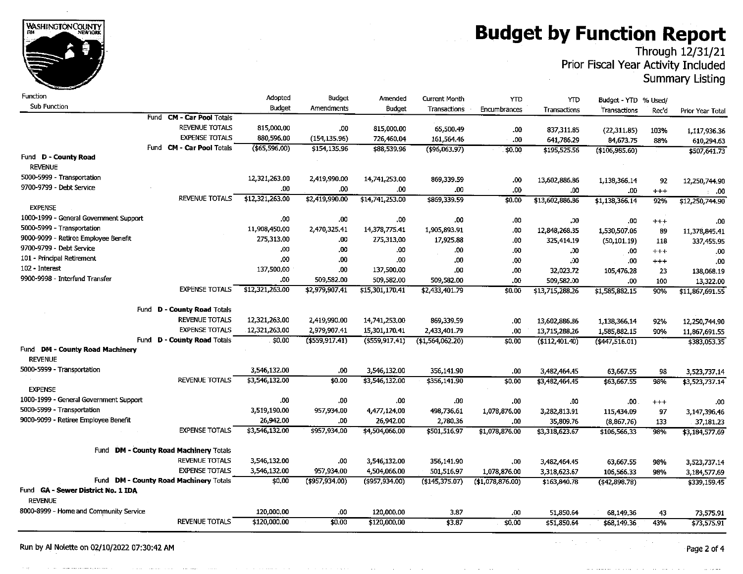# Budget by Function Report

Through 12/31/21
Prior Fiscal Year Activity Included
Summary Listing

| Function / Sub Function | Adopted Budget | Budget Amendments | Amended Budget | Current Month Transactions | YTD Encumbrances | YTD Transactions | Budget - YTD Transactions | % Used/ Rec'd | Prior Year Total |
|---|---|---|---|---|---|---|---|---|---|
| Fund **CM - Car Pool** Totals | | | | | | | | | |
| REVENUE TOTALS | 815,000.00 | .00 | 815,000.00 | 65,500.49 | .00 | 837,311.85 | (22,311.85) | 103% | 1,117,936.36 |
| EXPENSE TOTALS | 880,596.00 | (154,135.96) | 726,460.04 | 161,564.46 | .00 | 641,786.29 | 84,673.75 | 88% | 610,294.63 |
| Fund **CM - Car Pool** Totals | ($65,596.00) | $154,135.96 | $88,539.96 | ($96,063.97) | $0.00 | $195,525.56 | ($106,985.60) | | $507,641.73 |
| **Fund D - County Road** | | | | | | | | | |
| REVENUE | | | | | | | | | |
| 5000-5999 - Transportation | 12,321,263.00 | 2,419,990.00 | 14,741,253.00 | 869,339.59 | .00 | 13,602,886.86 | 1,138,366.14 | 92 | 12,250,744.90 |
| 9700-9799 - Debt Service | .00 | .00 | .00 | .00 | .00 | .00 | .00 | +++ | .00 |
| REVENUE TOTALS | $12,321,263.00 | $2,419,990.00 | $14,741,253.00 | $869,339.59 | $0.00 | $13,602,886.86 | $1,138,366.14 | 92% | $12,250,744.90 |
| EXPENSE | | | | | | | | | |
| 1000-1999 - General Government Support | .00 | .00 | .00 | .00 | .00 | .00 | .00 | +++ | .00 |
| 5000-5999 - Transportation | 11,908,450.00 | 2,470,325.41 | 14,378,775.41 | 1,905,893.91 | .00 | 12,848,268.35 | 1,530,507.06 | 89 | 11,378,845.41 |
| 9000-9099 - Retiree Employee Benefit | 275,313.00 | .00 | 275,313.00 | 17,925.88 | .00 | 325,414.19 | (50,101.19) | 118 | 337,455.95 |
| 9700-9799 - Debt Service | .00 | .00 | .00 | .00 | .00 | .00 | .00 | +++ | .00 |
| 101 - Principal Retirement | .00 | .00 | .00 | .00 | .00 | .00 | .00 | +++ | .00 |
| 102 - Interest | 137,500.00 | .00 | 137,500.00 | .00 | .00 | 32,023.72 | 105,476.28 | 23 | 138,068.19 |
| 9900-9998 - Interfund Transfer | .00 | 509,582.00 | 509,582.00 | 509,582.00 | .00 | 509,582.00 | .00 | 100 | 13,322.00 |
| EXPENSE TOTALS | $12,321,263.00 | $2,979,907.41 | $15,301,170.41 | $2,433,401.79 | $0.00 | $13,715,288.26 | $1,585,882.15 | 90% | $11,867,691.55 |
| Fund **D - County Road** Totals | | | | | | | | | |
| REVENUE TOTALS | 12,321,263.00 | 2,419,990.00 | 14,741,253.00 | 869,339.59 | .00 | 13,602,886.86 | 1,138,366.14 | 92% | 12,250,744.90 |
| EXPENSE TOTALS | 12,321,263.00 | 2,979,907.41 | 15,301,170.41 | 2,433,401.79 | .00 | 13,715,288.26 | 1,585,882.15 | 90% | 11,867,691.55 |
| Fund **D - County Road** Totals | $0.00 | ($559,917.41) | ($559,917.41) | ($1,564,062.20) | $0.00 | ($112,401.40) | ($447,516.01) | | $383,053.35 |
| **Fund DM - County Road Machinery** | | | | | | | | | |
| REVENUE | | | | | | | | | |
| 5000-5999 - Transportation | 3,546,132.00 | .00 | 3,546,132.00 | 356,141.90 | .00 | 3,482,464.45 | 63,667.55 | 98 | 3,523,737.14 |
| REVENUE TOTALS | $3,546,132.00 | $0.00 | $3,546,132.00 | $356,141.90 | $0.00 | $3,482,464.45 | $63,667.55 | 98% | $3,523,737.14 |
| EXPENSE | | | | | | | | | |
| 1000-1999 - General Government Support | .00 | .00 | .00 | .00 | .00 | .00 | .00 | +++ | .00 |
| 5000-5999 - Transportation | 3,519,190.00 | 957,934.00 | 4,477,124.00 | 498,736.61 | 1,078,876.00 | 3,282,813.91 | 115,434.09 | 97 | 3,147,396.46 |
| 9000-9099 - Retiree Employee Benefit | 26,942.00 | .00 | 26,942.00 | 2,780.36 | .00 | 35,809.76 | (8,867.76) | 133 | 37,181.23 |
| EXPENSE TOTALS | $3,546,132.00 | $957,934.00 | $4,504,066.00 | $501,516.97 | $1,078,876.00 | $3,318,623.67 | $106,566.33 | 98% | $3,184,577.69 |
| Fund **DM - County Road Machinery** Totals | | | | | | | | | |
| REVENUE TOTALS | 3,546,132.00 | .00 | 3,546,132.00 | 356,141.90 | .00 | 3,482,464.45 | 63,667.55 | 98% | 3,523,737.14 |
| EXPENSE TOTALS | 3,546,132.00 | 957,934.00 | 4,504,066.00 | 501,516.97 | 1,078,876.00 | 3,318,623.67 | 106,566.33 | 98% | 3,184,577.69 |
| Fund **DM - County Road Machinery** Totals | $0.00 | ($957,934.00) | ($957,934.00) | ($145,375.07) | ($1,078,876.00) | $163,840.78 | ($42,898.78) | | $339,159.45 |
| **Fund GA - Sewer District No. 1 IDA** | | | | | | | | | |
| REVENUE | | | | | | | | | |
| 8000-8999 - Home and Community Service | 120,000.00 | .00 | 120,000.00 | 3.87 | .00 | 51,850.64 | 68,149.36 | 43 | 73,575.91 |
| REVENUE TOTALS | $120,000.00 | $0.00 | $120,000.00 | $3.87 | $0.00 | $51,850.64 | $68,149.36 | 43% | $73,575.91 |

Run by Al Nolette on 02/10/2022 07:30:42 AM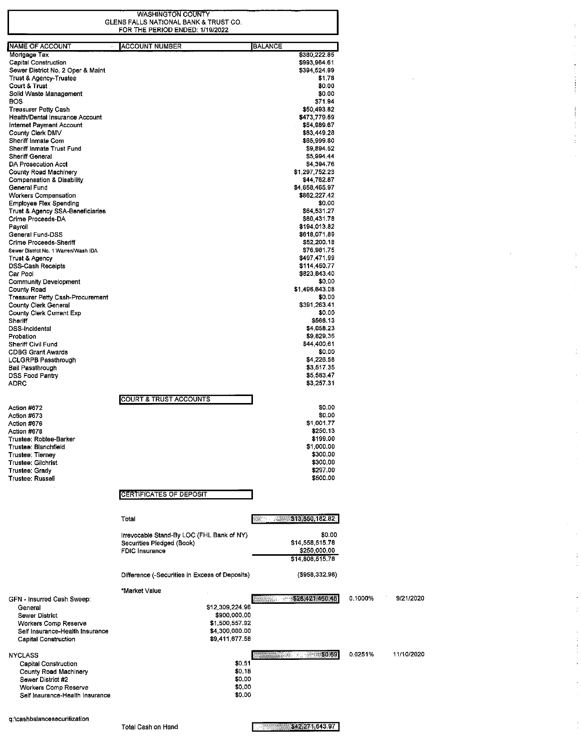WASHINGTON COUNTY
GLENS FALLS NATIONAL BANK & TRUST CO.
FOR THE PERIOD ENDED: 1/19/2022

| NAME OF ACCOUNT | ACCOUNT NUMBER | BALANCE |
|---|---|---|
| Mortgage Tax | | $380,222.85 |
| Capital Construction | | $993,964.61 |
| Sewer District No. 2 Oper & Maint | | $394,524.99 |
| Trust & Agency-Trustee | | $1.78 |
| Court & Trust | | $0.00 |
| Solid Waste Management | | $0.00 |
| BOS | | $71.94 |
| Treasurer Petty Cash | | $50,493.82 |
| Health/Dental Insurance Account | | $473,779.59 |
| Internet Payment Account | | $54,989.67 |
| County Clerk DMV | | $83,449.28 |
| Sheriff Inmate Com | | $65,999.80 |
| Sheriff Inmate Trust Fund | | $9,894.52 |
| Sheriff General | | $5,994.44 |
| DA Prosecution Acct | | $4,394.76 |
| County Road Machinery | | $1,297,752.23 |
| Compensation & Disability | | $44,762.87 |
| General Fund | | $4,658,465.97 |
| Workers Compensation | | $862,227.42 |
| Employee Flex Spending | | $0.00 |
| Trust & Agency SSA-Beneficiaries | | $64,531.27 |
| Crime Proceeds-DA | | $60,431.78 |
| Payroll | | $194,013.82 |
| General Fund-DSS | | $618,071.89 |
| Crime Proceeds-Sheriff | | $52,200.18 |
| Sewer District No. 1 Warren/Wash IDA | | $76,981.75 |
| Trust & Agency | | $497,471.99 |
| DSS-Cash Receipts | | $114,450.77 |
| Car Pool | | $823,843.40 |
| Community Development | | $0.00 |
| County Road | | $1,496,643.08 |
| Treasurer Petty Cash-Procurement | | $0.00 |
| County Clerk General | | $391,263.41 |
| County Clerk Current Exp | | $0.00 |
| Sheriff | | $568.13 |
| DSS-Incidental | | $4,058.23 |
| Probation | | $9,829.36 |
| Sheriff Civil Fund | | $44,400.61 |
| CDBG Grant Awards | | $0.00 |
| LCLGRPB Passthrough | | $4,226.58 |
| Bail Passthrough | | $3,517.35 |
| DSS Food Pantry | | $5,583.47 |
| ADRC | | $3,257.31 |
| | **COURT & TRUST ACCOUNTS** | |
| Action #672 | | $0.00 |
| Action #673 | | $0.00 |
| Action #676 | | $1,001.77 |
| Action #678 | | $250.13 |
| Trustee: Roblee-Barker | | $199.00 |
| Trustee: Blanchfield | | $1,000.00 |
| Trustee: Tierney | | $300.00 |
| Trustee: Gilchrist | | $300.00 |
| Trustee: Grady | | $297.00 |
| Trustee: Russell | | $500.00 |
| | **CERTIFICATES OF DEPOSIT** | |
| | Total | $13,850,182.82 |
| | Irrevocable Stand-By LOC (FHL Bank of NY) | $0.00 |
| | Securities Pledged (Book) | $14,558,515.78 |
| | FDIC Insurance | $250,000.00 |
| | | $14,808,515.78 |
| | Difference (-Securities in Excess of Deposits) | ($958,332.96) |

*Market Value

| | | | | |
|---|---|---|---|---|
| GFN - Insurred Cash Sweep: | | $28,421,460.46 | 0.1000% | 9/21/2020 |
| General | $12,309,224.96 | | | |
| Sewer District | $900,000.00 | | | |
| Workers Comp Reserve | $1,500,557.92 | | | |
| Self Insurance-Health Insurance | $4,300,000.00 | | | |
| Capital Construction | $9,411,677.58 | | | |
| NYCLASS | | $0.69 | 0.0251% | 11/10/2020 |
| Capital Construction | $0.51 | | | |
| County Road Machinery | $0.18 | | | |
| Sewer District #2 | $0.00 | | | |
| Workers Comp Reserve | $0.00 | | | |
| Self Insurance-Health Insurance | $0.00 | | | |

q:\cashbalancesecuritization

Total Cash on Hand: $42,271,643.97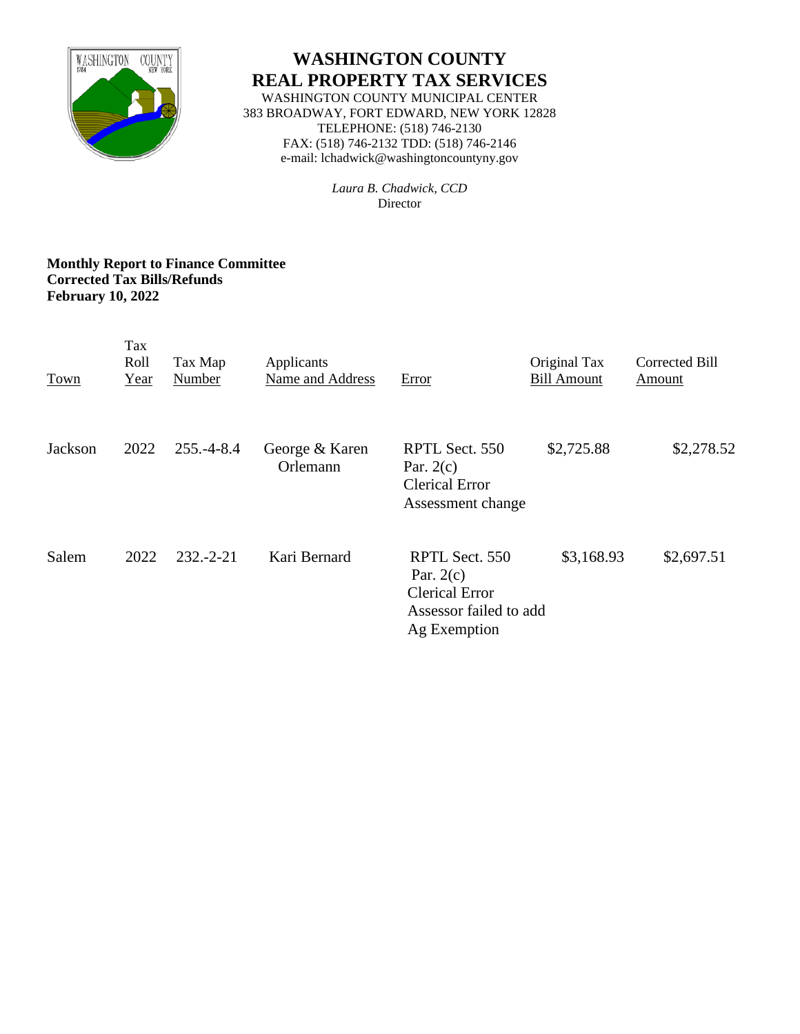# WASHINGTON COUNTY
# REAL PROPERTY TAX SERVICES

WASHINGTON COUNTY MUNICIPAL CENTER
383 BROADWAY, FORT EDWARD, NEW YORK 12828
TELEPHONE: (518) 746-2130
FAX: (518) 746-2132 TDD: (518) 746-2146
e-mail: lchadwick@washingtoncountyny.gov

*Laura B. Chadwick, CCD*
Director

**Monthly Report to Finance Committee**
**Corrected Tax Bills/Refunds**
**February 10, 2022**

| Town | Tax Roll Year | Tax Map Number | Applicants Name and Address | Error | Original Tax Bill Amount | Corrected Bill Amount |
|---|---|---|---|---|---|---|
| Jackson | 2022 | 255.-4-8.4 | George & Karen Orlemann | RPTL Sect. 550 Par. 2(c) Clerical Error Assessment change | $2,725.88 | $2,278.52 |
| Salem | 2022 | 232.-2-21 | Kari Bernard | RPTL Sect. 550 Par. 2(c) Clerical Error Assessor failed to add Ag Exemption | $3,168.93 | $2,697.51 |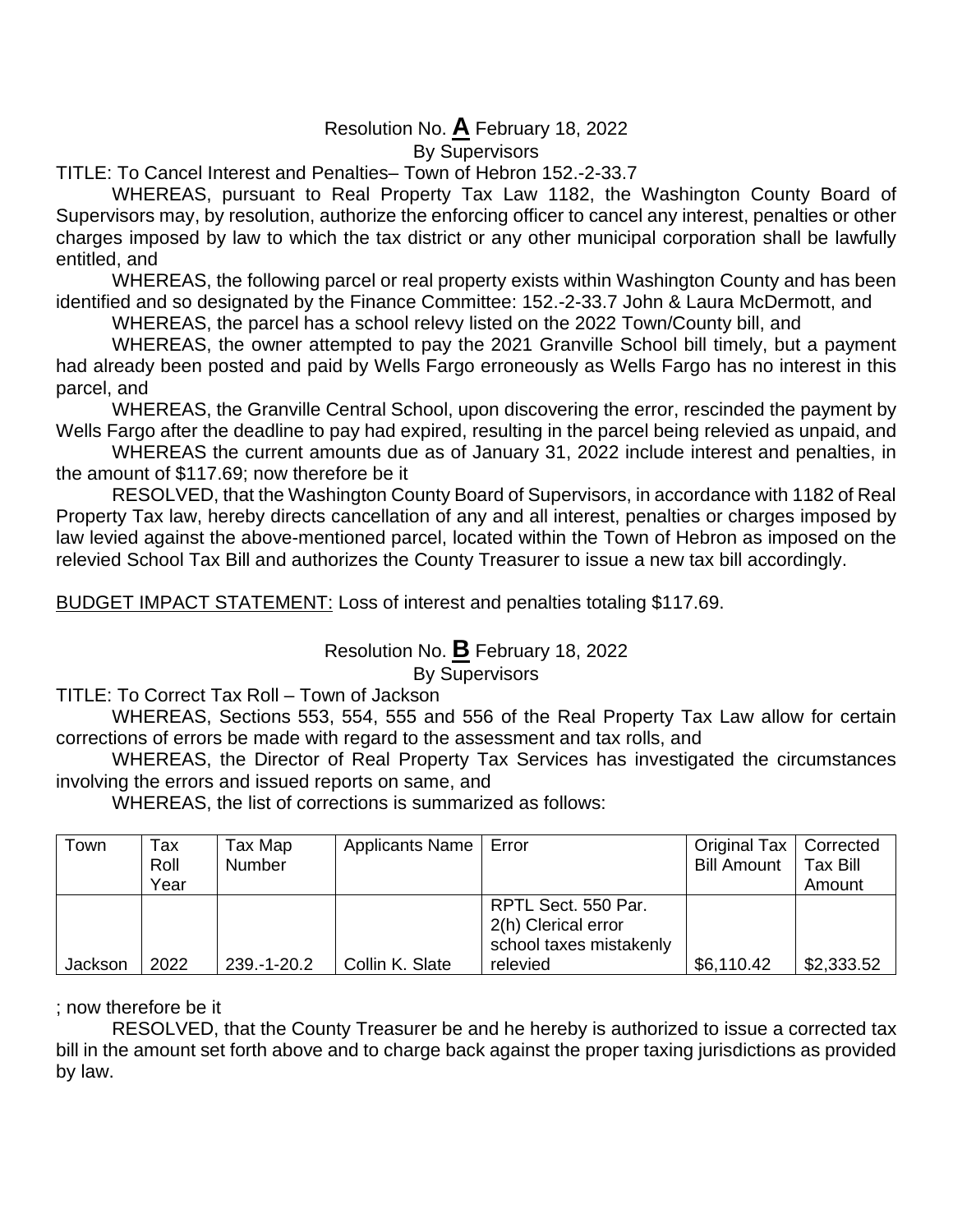Resolution No. **A** February 18, 2022
By Supervisors

TITLE: To Cancel Interest and Penalties– Town of Hebron 152.-2-33.7

WHEREAS, pursuant to Real Property Tax Law 1182, the Washington County Board of Supervisors may, by resolution, authorize the enforcing officer to cancel any interest, penalties or other charges imposed by law to which the tax district or any other municipal corporation shall be lawfully entitled, and

WHEREAS, the following parcel or real property exists within Washington County and has been identified and so designated by the Finance Committee: 152.-2-33.7 John & Laura McDermott, and

WHEREAS, the parcel has a school relevy listed on the 2022 Town/County bill, and

WHEREAS, the owner attempted to pay the 2021 Granville School bill timely, but a payment had already been posted and paid by Wells Fargo erroneously as Wells Fargo has no interest in this parcel, and

WHEREAS, the Granville Central School, upon discovering the error, rescinded the payment by Wells Fargo after the deadline to pay had expired, resulting in the parcel being relevied as unpaid, and

WHEREAS the current amounts due as of January 31, 2022 include interest and penalties, in the amount of $117.69; now therefore be it

RESOLVED, that the Washington County Board of Supervisors, in accordance with 1182 of Real Property Tax law, hereby directs cancellation of any and all interest, penalties or charges imposed by law levied against the above-mentioned parcel, located within the Town of Hebron as imposed on the relevied School Tax Bill and authorizes the County Treasurer to issue a new tax bill accordingly.

BUDGET IMPACT STATEMENT: Loss of interest and penalties totaling $117.69.

Resolution No. **B** February 18, 2022
By Supervisors

TITLE: To Correct Tax Roll – Town of Jackson

WHEREAS, Sections 553, 554, 555 and 556 of the Real Property Tax Law allow for certain corrections of errors be made with regard to the assessment and tax rolls, and

WHEREAS, the Director of Real Property Tax Services has investigated the circumstances involving the errors and issued reports on same, and

WHEREAS, the list of corrections is summarized as follows:

| Town | Tax Roll Year | Tax Map Number | Applicants Name | Error | Original Tax Bill Amount | Corrected Tax Bill Amount |
|---|---|---|---|---|---|---|
| Jackson | 2022 | 239.-1-20.2 | Collin K. Slate | RPTL Sect. 550 Par. 2(h) Clerical error school taxes mistakenly relevied | $6,110.42 | $2,333.52 |

; now therefore be it

RESOLVED, that the County Treasurer be and he hereby is authorized to issue a corrected tax bill in the amount set forth above and to charge back against the proper taxing jurisdictions as provided by law.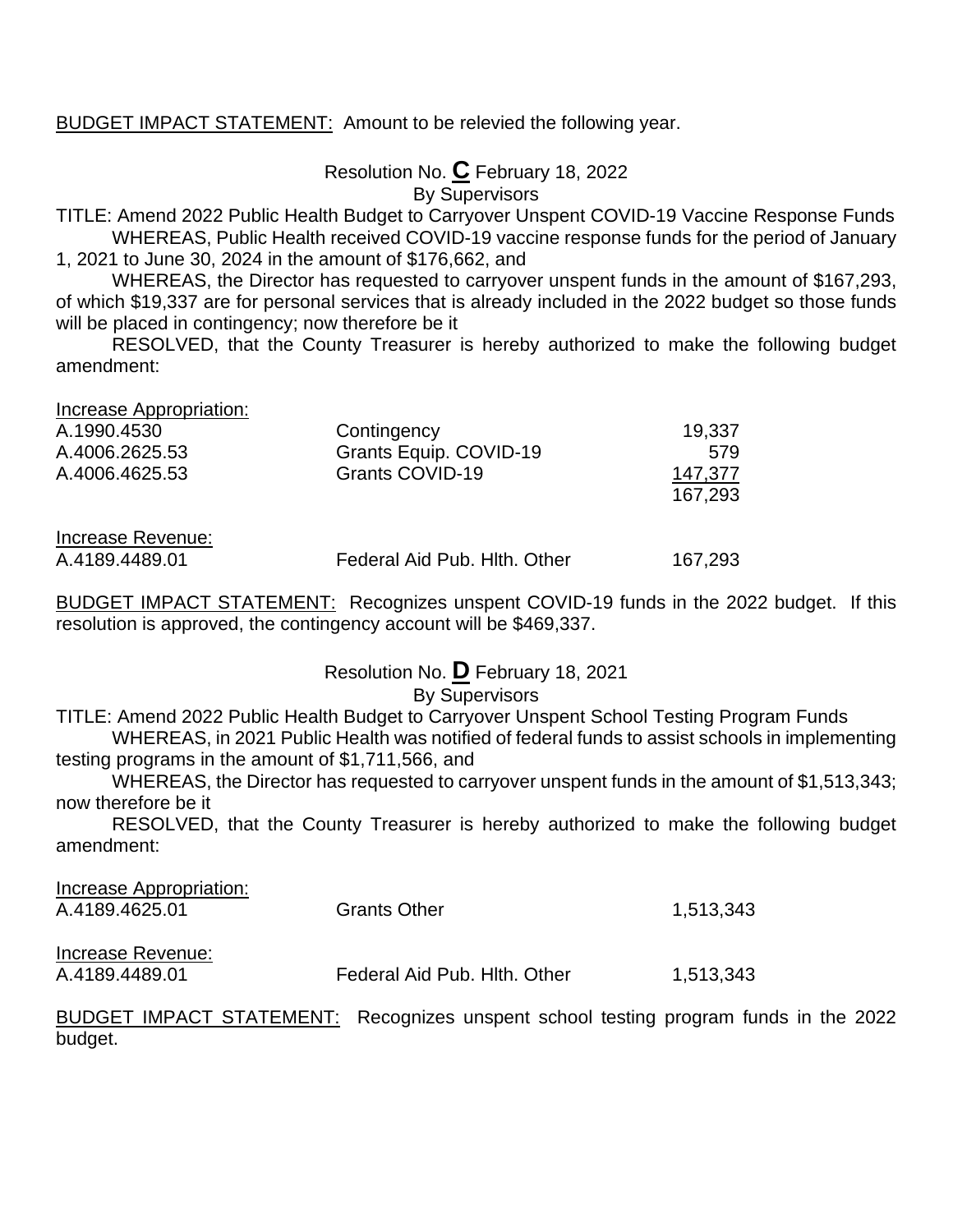<u>BUDGET IMPACT STATEMENT:</u> Amount to be relevied the following year.

Resolution No. **C** February 18, 2022
By Supervisors

TITLE: Amend 2022 Public Health Budget to Carryover Unspent COVID-19 Vaccine Response Funds

WHEREAS, Public Health received COVID-19 vaccine response funds for the period of January 1, 2021 to June 30, 2024 in the amount of $176,662, and

WHEREAS, the Director has requested to carryover unspent funds in the amount of $167,293, of which $19,337 are for personal services that is already included in the 2022 budget so those funds will be placed in contingency; now therefore be it

RESOLVED, that the County Treasurer is hereby authorized to make the following budget amendment:

<u>Increase Appropriation:</u>

| | | |
|---|---|---|
| A.1990.4530 | Contingency | 19,337 |
| A.4006.2625.53 | Grants Equip. COVID-19 | 579 |
| A.4006.4625.53 | Grants COVID-19 | <u>147,377</u> |
| | | 167,293 |

<u>Increase Revenue:</u>

| | | |
|---|---|---|
| A.4189.4489.01 | Federal Aid Pub. Hlth. Other | 167,293 |

<u>BUDGET IMPACT STATEMENT:</u> Recognizes unspent COVID-19 funds in the 2022 budget. If this resolution is approved, the contingency account will be $469,337.

Resolution No. **D** February 18, 2021
By Supervisors

TITLE: Amend 2022 Public Health Budget to Carryover Unspent School Testing Program Funds

WHEREAS, in 2021 Public Health was notified of federal funds to assist schools in implementing testing programs in the amount of $1,711,566, and

WHEREAS, the Director has requested to carryover unspent funds in the amount of $1,513,343; now therefore be it

RESOLVED, that the County Treasurer is hereby authorized to make the following budget amendment:

<u>Increase Appropriation:</u>

| | | |
|---|---|---|
| A.4189.4625.01 | Grants Other | 1,513,343 |

<u>Increase Revenue:</u>

| | | |
|---|---|---|
| A.4189.4489.01 | Federal Aid Pub. Hlth. Other | 1,513,343 |

<u>BUDGET IMPACT STATEMENT:</u> Recognizes unspent school testing program funds in the 2022 budget.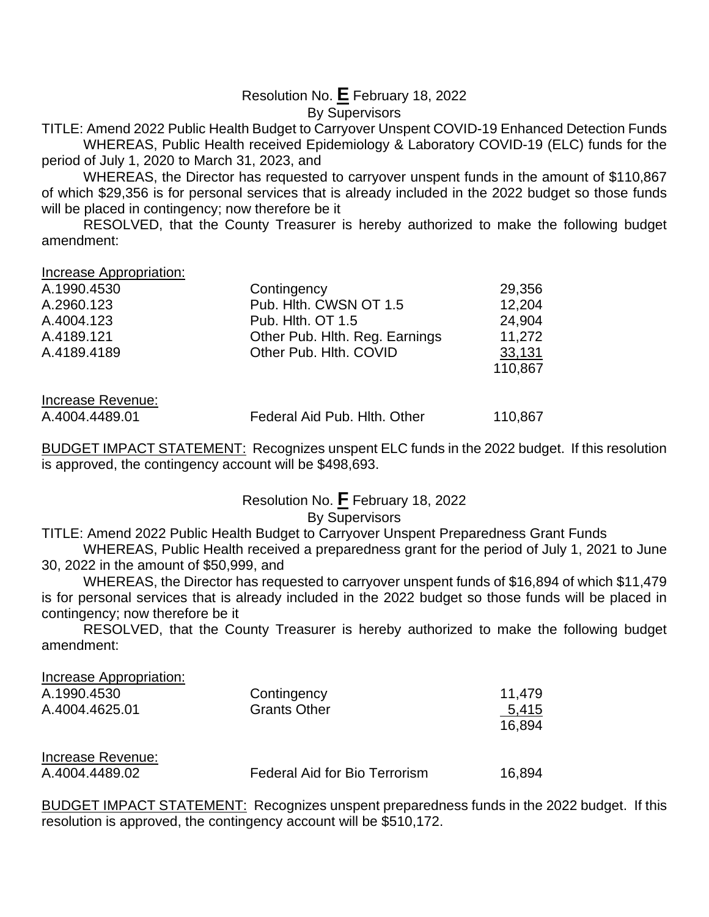Resolution No. **E** February 18, 2022

By Supervisors

TITLE: Amend 2022 Public Health Budget to Carryover Unspent COVID-19 Enhanced Detection Funds

WHEREAS, Public Health received Epidemiology & Laboratory COVID-19 (ELC) funds for the period of July 1, 2020 to March 31, 2023, and

WHEREAS, the Director has requested to carryover unspent funds in the amount of $110,867 of which $29,356 is for personal services that is already included in the 2022 budget so those funds will be placed in contingency; now therefore be it

RESOLVED, that the County Treasurer is hereby authorized to make the following budget amendment:

Increase Appropriation:

| | | |
|---|---|---|
| A.1990.4530 | Contingency | 29,356 |
| A.2960.123 | Pub. Hlth. CWSN OT 1.5 | 12,204 |
| A.4004.123 | Pub. Hlth. OT 1.5 | 24,904 |
| A.4189.121 | Other Pub. Hlth. Reg. Earnings | 11,272 |
| A.4189.4189 | Other Pub. Hlth. COVID | 33,131 |
| | | 110,867 |

Increase Revenue:

| | | |
|---|---|---|
| A.4004.4489.01 | Federal Aid Pub. Hlth. Other | 110,867 |

BUDGET IMPACT STATEMENT: Recognizes unspent ELC funds in the 2022 budget. If this resolution is approved, the contingency account will be $498,693.

Resolution No. **F** February 18, 2022

By Supervisors

TITLE: Amend 2022 Public Health Budget to Carryover Unspent Preparedness Grant Funds

WHEREAS, Public Health received a preparedness grant for the period of July 1, 2021 to June 30, 2022 in the amount of $50,999, and

WHEREAS, the Director has requested to carryover unspent funds of $16,894 of which $11,479 is for personal services that is already included in the 2022 budget so those funds will be placed in contingency; now therefore be it

RESOLVED, that the County Treasurer is hereby authorized to make the following budget amendment:

Increase Appropriation:

| | | |
|---|---|---|
| A.1990.4530 | Contingency | 11,479 |
| A.4004.4625.01 | Grants Other | 5,415 |
| | | 16,894 |

Increase Revenue:

| | | |
|---|---|---|
| A.4004.4489.02 | Federal Aid for Bio Terrorism | 16,894 |

BUDGET IMPACT STATEMENT: Recognizes unspent preparedness funds in the 2022 budget. If this resolution is approved, the contingency account will be $510,172.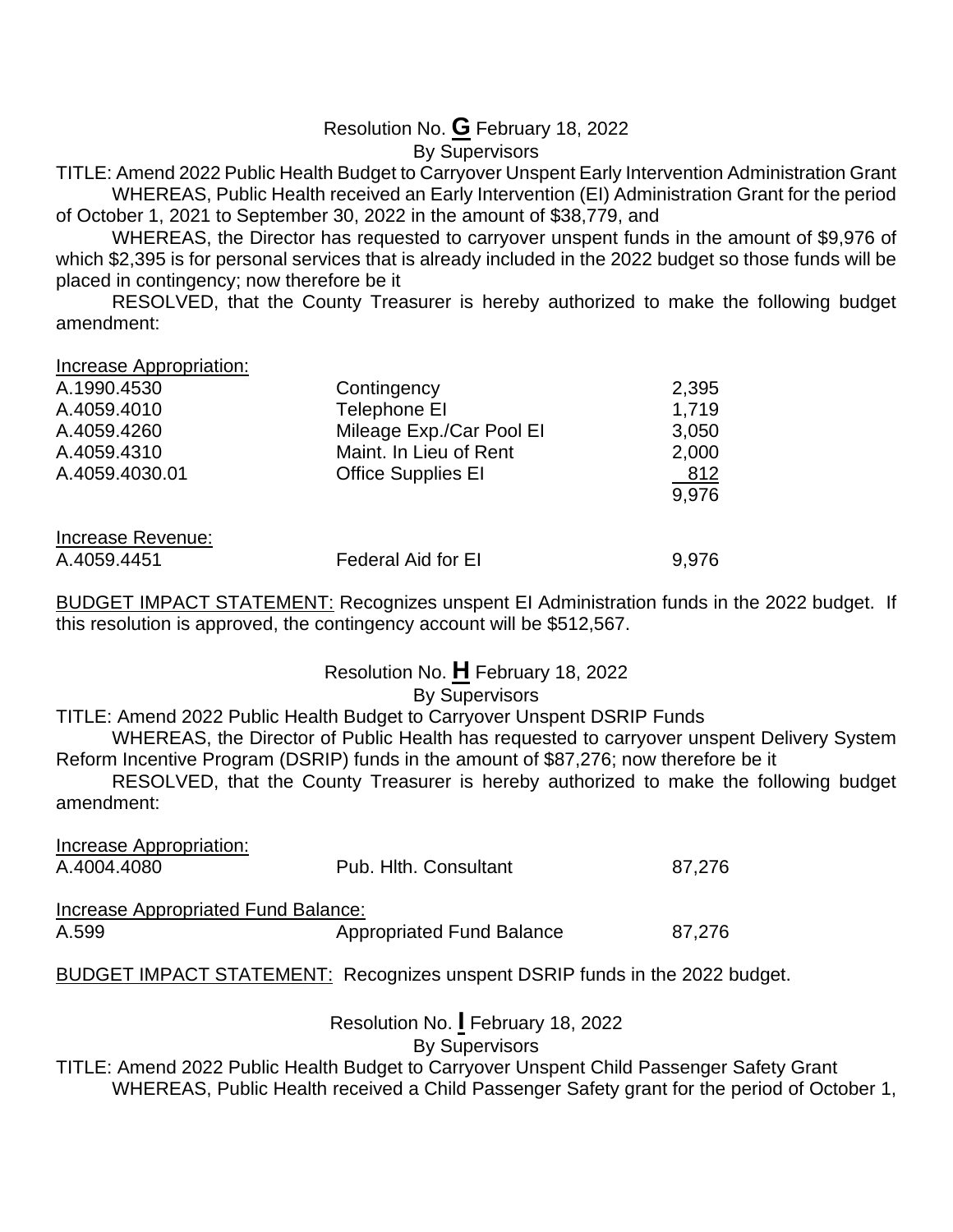Resolution No. **G** February 18, 2022
By Supervisors

TITLE: Amend 2022 Public Health Budget to Carryover Unspent Early Intervention Administration Grant

WHEREAS, Public Health received an Early Intervention (EI) Administration Grant for the period of October 1, 2021 to September 30, 2022 in the amount of $38,779, and

WHEREAS, the Director has requested to carryover unspent funds in the amount of $9,976 of which $2,395 is for personal services that is already included in the 2022 budget so those funds will be placed in contingency; now therefore be it

RESOLVED, that the County Treasurer is hereby authorized to make the following budget amendment:

Increase Appropriation:

| | | |
|---|---|---|
| A.1990.4530 | Contingency | 2,395 |
| A.4059.4010 | Telephone EI | 1,719 |
| A.4059.4260 | Mileage Exp./Car Pool EI | 3,050 |
| A.4059.4310 | Maint. In Lieu of Rent | 2,000 |
| A.4059.4030.01 | Office Supplies EI | 812 |
| | | 9,976 |

Increase Revenue:

| | | |
|---|---|---|
| A.4059.4451 | Federal Aid for EI | 9,976 |

BUDGET IMPACT STATEMENT: Recognizes unspent EI Administration funds in the 2022 budget. If this resolution is approved, the contingency account will be $512,567.

Resolution No. **H** February 18, 2022
By Supervisors

TITLE: Amend 2022 Public Health Budget to Carryover Unspent DSRIP Funds

WHEREAS, the Director of Public Health has requested to carryover unspent Delivery System Reform Incentive Program (DSRIP) funds in the amount of $87,276; now therefore be it

RESOLVED, that the County Treasurer is hereby authorized to make the following budget amendment:

Increase Appropriation:

| | | |
|---|---|---|
| A.4004.4080 | Pub. Hlth. Consultant | 87,276 |

Increase Appropriated Fund Balance:

| | | |
|---|---|---|
| A.599 | Appropriated Fund Balance | 87,276 |

BUDGET IMPACT STATEMENT: Recognizes unspent DSRIP funds in the 2022 budget.

Resolution No. **I** February 18, 2022
By Supervisors

TITLE: Amend 2022 Public Health Budget to Carryover Unspent Child Passenger Safety Grant

WHEREAS, Public Health received a Child Passenger Safety grant for the period of October 1,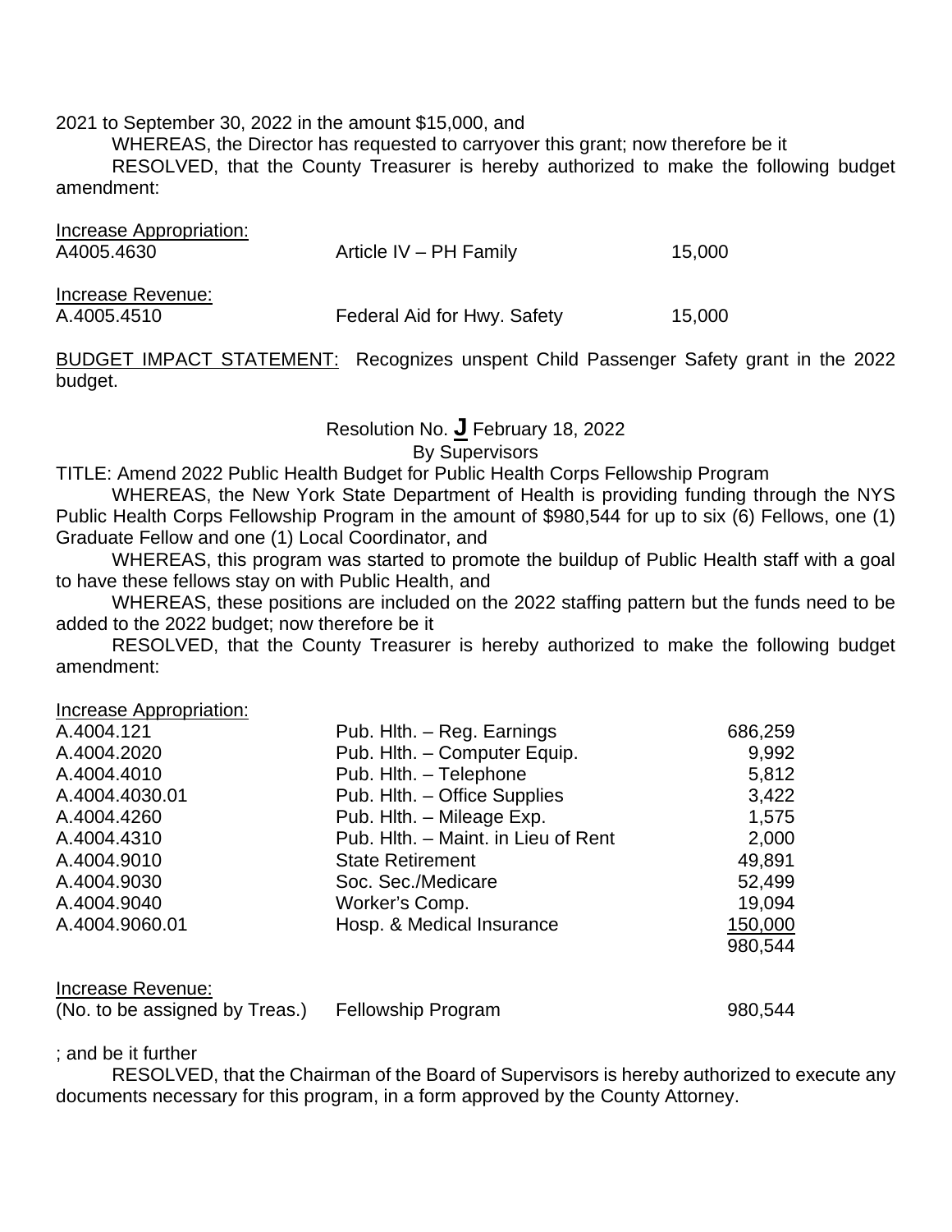2021 to September 30, 2022 in the amount $15,000, and

WHEREAS, the Director has requested to carryover this grant; now therefore be it

RESOLVED, that the County Treasurer is hereby authorized to make the following budget amendment:

<u>Increase Appropriation:</u>

| | | |
|---|---|---|
| A4005.4630 | Article IV – PH Family | 15,000 |

<u>Increase Revenue:</u>

| | | |
|---|---|---|
| A.4005.4510 | Federal Aid for Hwy. Safety | 15,000 |

<u>BUDGET IMPACT STATEMENT:</u> Recognizes unspent Child Passenger Safety grant in the 2022 budget.

Resolution No. **J** February 18, 2022

By Supervisors

TITLE: Amend 2022 Public Health Budget for Public Health Corps Fellowship Program

WHEREAS, the New York State Department of Health is providing funding through the NYS Public Health Corps Fellowship Program in the amount of $980,544 for up to six (6) Fellows, one (1) Graduate Fellow and one (1) Local Coordinator, and

WHEREAS, this program was started to promote the buildup of Public Health staff with a goal to have these fellows stay on with Public Health, and

WHEREAS, these positions are included on the 2022 staffing pattern but the funds need to be added to the 2022 budget; now therefore be it

RESOLVED, that the County Treasurer is hereby authorized to make the following budget amendment:

<u>Increase Appropriation:</u>

| | | |
|---|---|---|
| A.4004.121 | Pub. Hlth. – Reg. Earnings | 686,259 |
| A.4004.2020 | Pub. Hlth. – Computer Equip. | 9,992 |
| A.4004.4010 | Pub. Hlth. – Telephone | 5,812 |
| A.4004.4030.01 | Pub. Hlth. – Office Supplies | 3,422 |
| A.4004.4260 | Pub. Hlth. – Mileage Exp. | 1,575 |
| A.4004.4310 | Pub. Hlth. – Maint. in Lieu of Rent | 2,000 |
| A.4004.9010 | State Retirement | 49,891 |
| A.4004.9030 | Soc. Sec./Medicare | 52,499 |
| A.4004.9040 | Worker's Comp. | 19,094 |
| A.4004.9060.01 | Hosp. & Medical Insurance | <u>150,000</u> |
| | | 980,544 |

<u>Increase Revenue:</u>

| | | |
|---|---|---|
| (No. to be assigned by Treas.) | Fellowship Program | 980,544 |

; and be it further

RESOLVED, that the Chairman of the Board of Supervisors is hereby authorized to execute any documents necessary for this program, in a form approved by the County Attorney.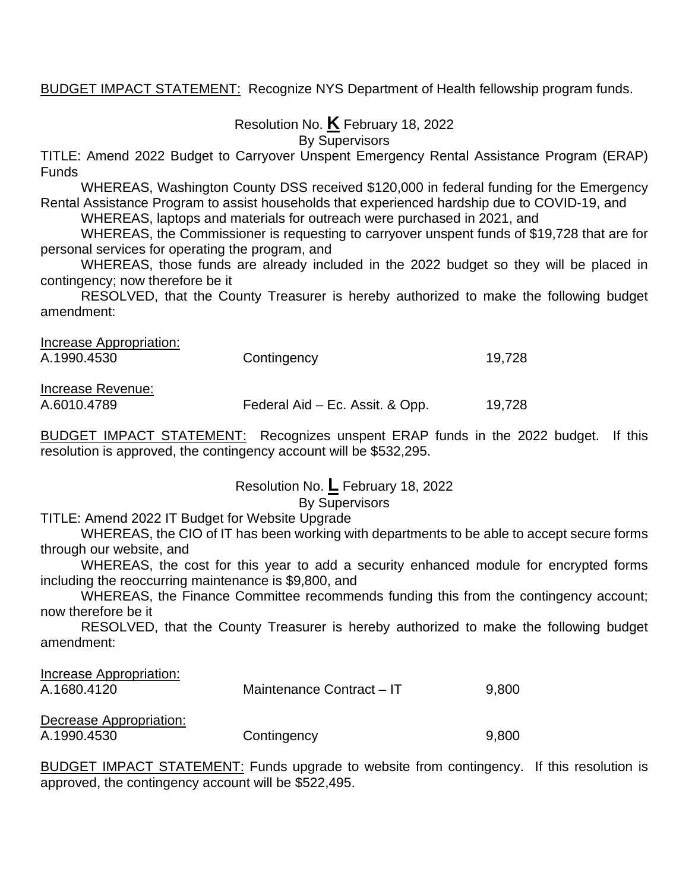<u>BUDGET IMPACT STATEMENT:</u> Recognize NYS Department of Health fellowship program funds.

Resolution No. **K** February 18, 2022
By Supervisors

TITLE: Amend 2022 Budget to Carryover Unspent Emergency Rental Assistance Program (ERAP) Funds

WHEREAS, Washington County DSS received $120,000 in federal funding for the Emergency Rental Assistance Program to assist households that experienced hardship due to COVID-19, and

WHEREAS, laptops and materials for outreach were purchased in 2021, and

WHEREAS, the Commissioner is requesting to carryover unspent funds of $19,728 that are for personal services for operating the program, and

WHEREAS, those funds are already included in the 2022 budget so they will be placed in contingency; now therefore be it

RESOLVED, that the County Treasurer is hereby authorized to make the following budget amendment:

<u>Increase Appropriation:</u>

| | | |
|---|---|---|
| A.1990.4530 | Contingency | 19,728 |

<u>Increase Revenue:</u>

| | | |
|---|---|---|
| A.6010.4789 | Federal Aid – Ec. Assit. & Opp. | 19,728 |

<u>BUDGET IMPACT STATEMENT:</u> Recognizes unspent ERAP funds in the 2022 budget. If this resolution is approved, the contingency account will be $532,295.

Resolution No. **L** February 18, 2022
By Supervisors

TITLE: Amend 2022 IT Budget for Website Upgrade

WHEREAS, the CIO of IT has been working with departments to be able to accept secure forms through our website, and

WHEREAS, the cost for this year to add a security enhanced module for encrypted forms including the reoccurring maintenance is $9,800, and

WHEREAS, the Finance Committee recommends funding this from the contingency account; now therefore be it

RESOLVED, that the County Treasurer is hereby authorized to make the following budget amendment:

<u>Increase Appropriation:</u>

| | | |
|---|---|---|
| A.1680.4120 | Maintenance Contract – IT | 9,800 |

<u>Decrease Appropriation:</u>

| | | |
|---|---|---|
| A.1990.4530 | Contingency | 9,800 |

<u>BUDGET IMPACT STATEMENT:</u> Funds upgrade to website from contingency. If this resolution is approved, the contingency account will be $522,495.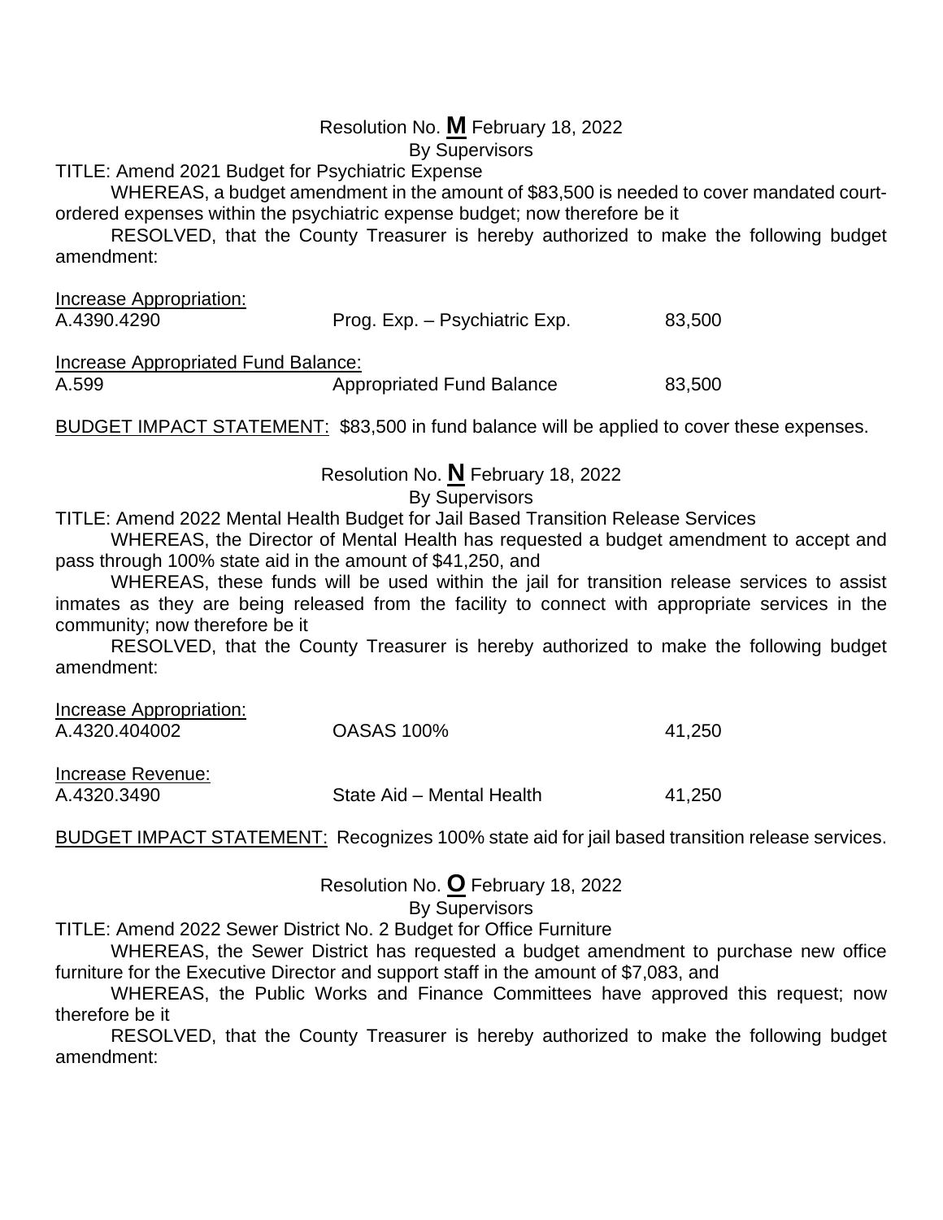Resolution No. **M** February 18, 2022
By Supervisors

TITLE: Amend 2021 Budget for Psychiatric Expense

WHEREAS, a budget amendment in the amount of $83,500 is needed to cover mandated court-ordered expenses within the psychiatric expense budget; now therefore be it

RESOLVED, that the County Treasurer is hereby authorized to make the following budget amendment:

| Increase Appropriation: | | |
|---|---|---|
| A.4390.4290 | Prog. Exp. – Psychiatric Exp. | 83,500 |
| **Increase Appropriated Fund Balance:** | | |
| A.599 | Appropriated Fund Balance | 83,500 |

BUDGET IMPACT STATEMENT: $83,500 in fund balance will be applied to cover these expenses.

Resolution No. **N** February 18, 2022
By Supervisors

TITLE: Amend 2022 Mental Health Budget for Jail Based Transition Release Services

WHEREAS, the Director of Mental Health has requested a budget amendment to accept and pass through 100% state aid in the amount of $41,250, and

WHEREAS, these funds will be used within the jail for transition release services to assist inmates as they are being released from the facility to connect with appropriate services in the community; now therefore be it

RESOLVED, that the County Treasurer is hereby authorized to make the following budget amendment:

| Increase Appropriation: | | |
|---|---|---|
| A.4320.404002 | OASAS 100% | 41,250 |
| **Increase Revenue:** | | |
| A.4320.3490 | State Aid – Mental Health | 41,250 |

BUDGET IMPACT STATEMENT: Recognizes 100% state aid for jail based transition release services.

Resolution No. **O** February 18, 2022
By Supervisors

TITLE: Amend 2022 Sewer District No. 2 Budget for Office Furniture

WHEREAS, the Sewer District has requested a budget amendment to purchase new office furniture for the Executive Director and support staff in the amount of $7,083, and

WHEREAS, the Public Works and Finance Committees have approved this request; now therefore be it

RESOLVED, that the County Treasurer is hereby authorized to make the following budget amendment: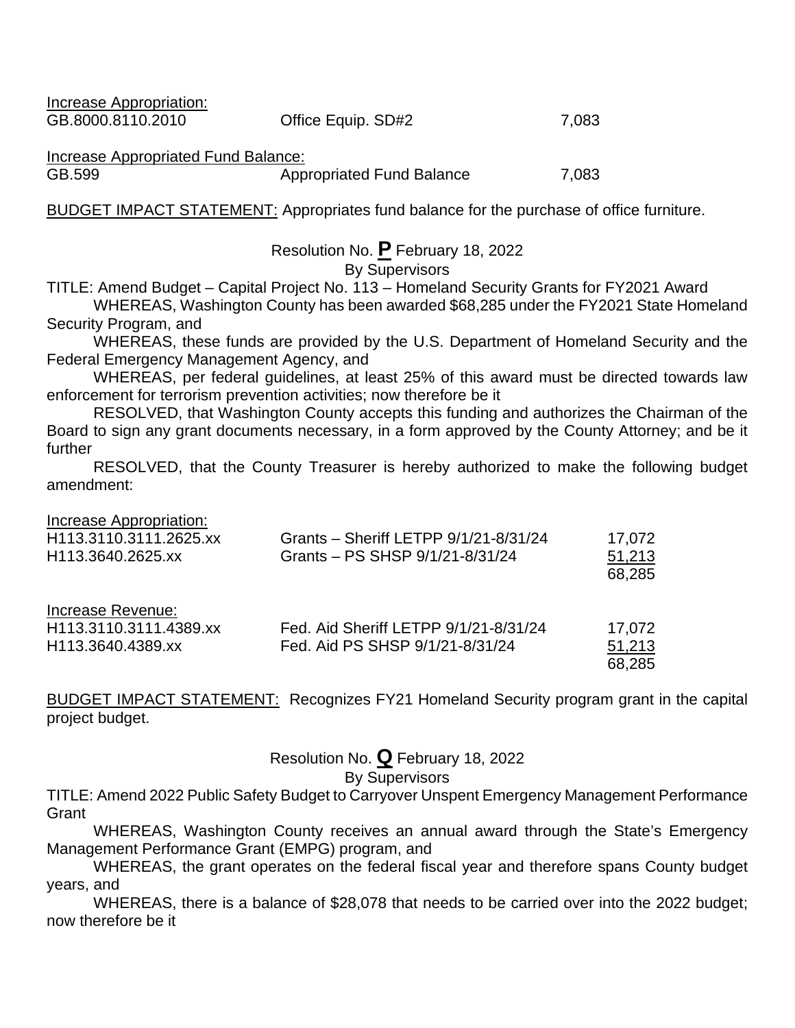Increase Appropriation:

| | | |
|---|---|---|
| GB.8000.8110.2010 | Office Equip. SD#2 | 7,083 |

Increase Appropriated Fund Balance:

| | | |
|---|---|---|
| GB.599 | Appropriated Fund Balance | 7,083 |

BUDGET IMPACT STATEMENT: Appropriates fund balance for the purchase of office furniture.

Resolution No. **P** February 18, 2022
By Supervisors

TITLE: Amend Budget – Capital Project No. 113 – Homeland Security Grants for FY2021 Award

WHEREAS, Washington County has been awarded $68,285 under the FY2021 State Homeland Security Program, and

WHEREAS, these funds are provided by the U.S. Department of Homeland Security and the Federal Emergency Management Agency, and

WHEREAS, per federal guidelines, at least 25% of this award must be directed towards law enforcement for terrorism prevention activities; now therefore be it

RESOLVED, that Washington County accepts this funding and authorizes the Chairman of the Board to sign any grant documents necessary, in a form approved by the County Attorney; and be it further

RESOLVED, that the County Treasurer is hereby authorized to make the following budget amendment:

Increase Appropriation:

| | | |
|---|---|---|
| H113.3110.3111.2625.xx | Grants – Sheriff LETPP 9/1/21-8/31/24 | 17,072 |
| H113.3640.2625.xx | Grants – PS SHSP 9/1/21-8/31/24 | 51,213 |
| | | 68,285 |

Increase Revenue:

| | | |
|---|---|---|
| H113.3110.3111.4389.xx | Fed. Aid Sheriff LETPP 9/1/21-8/31/24 | 17,072 |
| H113.3640.4389.xx | Fed. Aid PS SHSP 9/1/21-8/31/24 | 51,213 |
| | | 68,285 |

BUDGET IMPACT STATEMENT: Recognizes FY21 Homeland Security program grant in the capital project budget.

Resolution No. **Q** February 18, 2022
By Supervisors

TITLE: Amend 2022 Public Safety Budget to Carryover Unspent Emergency Management Performance Grant

WHEREAS, Washington County receives an annual award through the State's Emergency Management Performance Grant (EMPG) program, and

WHEREAS, the grant operates on the federal fiscal year and therefore spans County budget years, and

WHEREAS, there is a balance of $28,078 that needs to be carried over into the 2022 budget; now therefore be it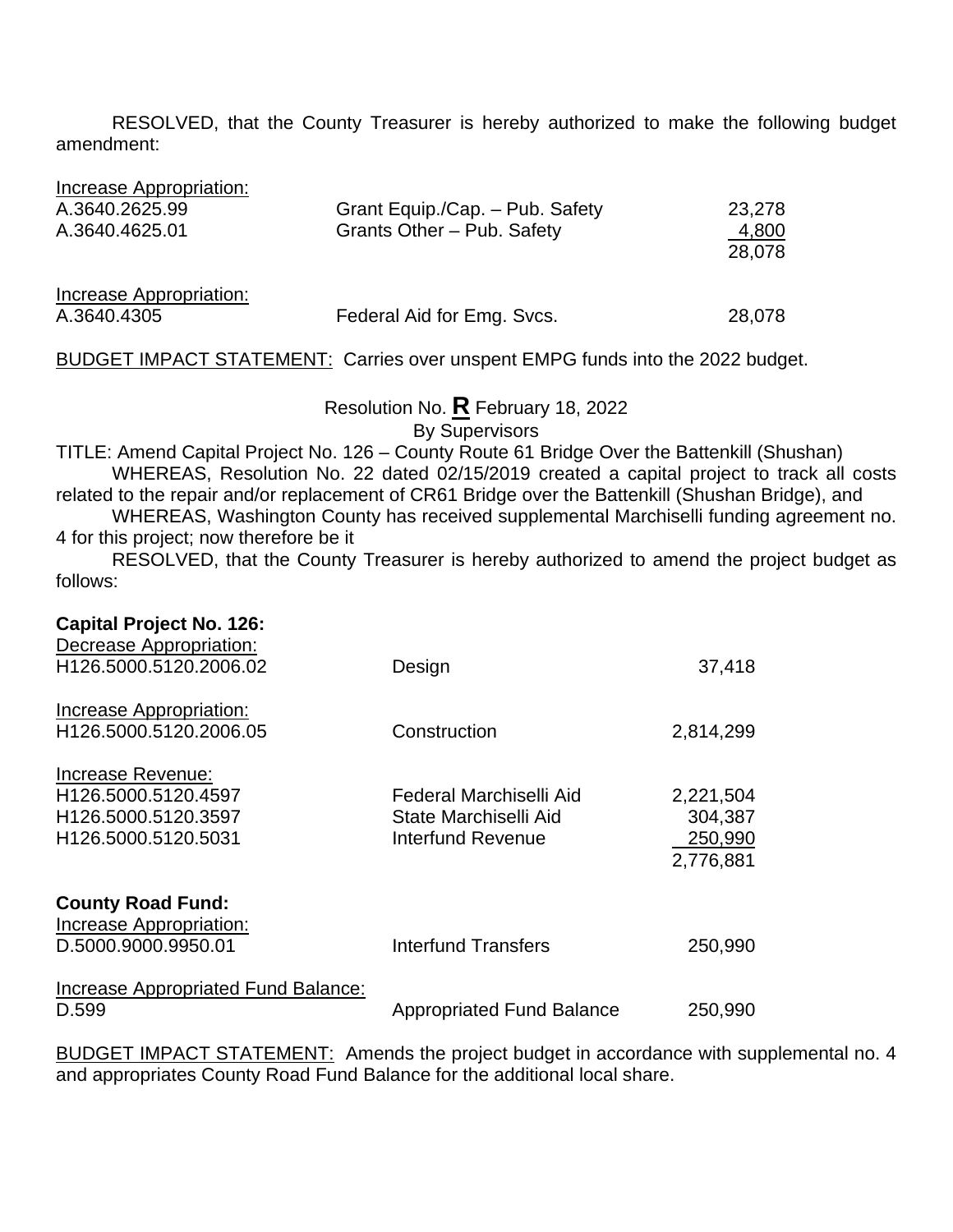RESOLVED, that the County Treasurer is hereby authorized to make the following budget amendment:

| Increase Appropriation: | | |
|---|---|---|
| A.3640.2625.99 | Grant Equip./Cap. – Pub. Safety | 23,278 |
| A.3640.4625.01 | Grants Other – Pub. Safety | 4,800 |
| | | 28,078 |

| Increase Appropriation: | | |
|---|---|---|
| A.3640.4305 | Federal Aid for Emg. Svcs. | 28,078 |

BUDGET IMPACT STATEMENT: Carries over unspent EMPG funds into the 2022 budget.

Resolution No. **R** February 18, 2022
By Supervisors

TITLE: Amend Capital Project No. 126 – County Route 61 Bridge Over the Battenkill (Shushan)

WHEREAS, Resolution No. 22 dated 02/15/2019 created a capital project to track all costs related to the repair and/or replacement of CR61 Bridge over the Battenkill (Shushan Bridge), and

WHEREAS, Washington County has received supplemental Marchiselli funding agreement no. 4 for this project; now therefore be it

RESOLVED, that the County Treasurer is hereby authorized to amend the project budget as follows:

**Capital Project No. 126:**

| Decrease Appropriation: | | |
|---|---|---|
| H126.5000.5120.2006.02 | Design | 37,418 |

| Increase Appropriation: | | |
|---|---|---|
| H126.5000.5120.2006.05 | Construction | 2,814,299 |

| Increase Revenue: | | |
|---|---|---|
| H126.5000.5120.4597 | Federal Marchiselli Aid | 2,221,504 |
| H126.5000.5120.3597 | State Marchiselli Aid | 304,387 |
| H126.5000.5120.5031 | Interfund Revenue | 250,990 |
| | | 2,776,881 |

**County Road Fund:**

| Increase Appropriation: | | |
|---|---|---|
| D.5000.9000.9950.01 | Interfund Transfers | 250,990 |

| Increase Appropriated Fund Balance: | | |
|---|---|---|
| D.599 | Appropriated Fund Balance | 250,990 |

BUDGET IMPACT STATEMENT: Amends the project budget in accordance with supplemental no. 4 and appropriates County Road Fund Balance for the additional local share.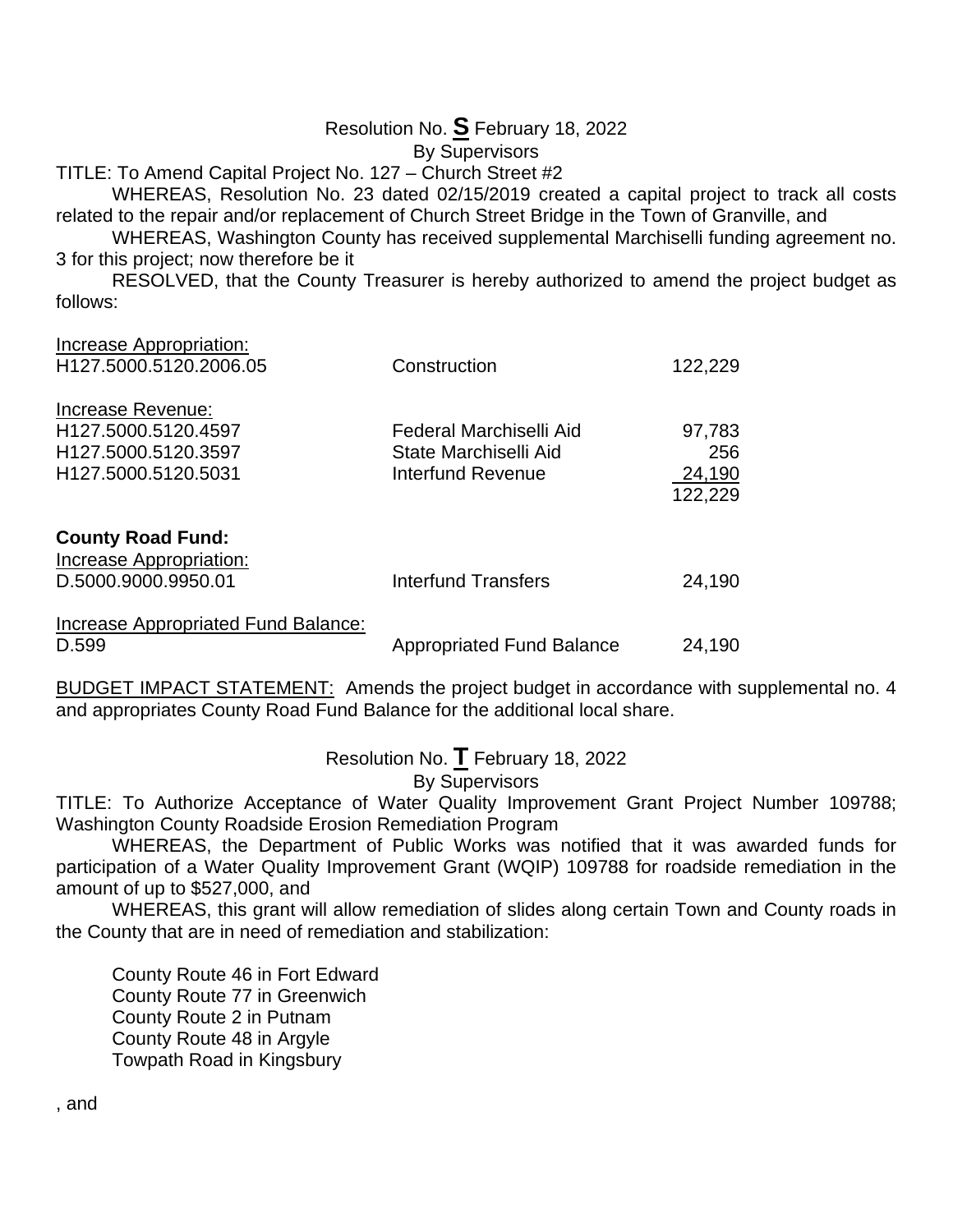Resolution No. **S** February 18, 2022

By Supervisors

TITLE: To Amend Capital Project No. 127 – Church Street #2

WHEREAS, Resolution No. 23 dated 02/15/2019 created a capital project to track all costs related to the repair and/or replacement of Church Street Bridge in the Town of Granville, and

WHEREAS, Washington County has received supplemental Marchiselli funding agreement no. 3 for this project; now therefore be it

RESOLVED, that the County Treasurer is hereby authorized to amend the project budget as follows:

| | | |
|---|---|---|
| Increase Appropriation: | | |
| H127.5000.5120.2006.05 | Construction | 122,229 |
| | | |
| Increase Revenue: | | |
| H127.5000.5120.4597 | Federal Marchiselli Aid | 97,783 |
| H127.5000.5120.3597 | State Marchiselli Aid | 256 |
| H127.5000.5120.5031 | Interfund Revenue | 24,190 |
| | | 122,229 |

**County Road Fund:**

| | | |
|---|---|---|
| Increase Appropriation: | | |
| D.5000.9000.9950.01 | Interfund Transfers | 24,190 |
| | | |
| Increase Appropriated Fund Balance: | | |
| D.599 | Appropriated Fund Balance | 24,190 |

BUDGET IMPACT STATEMENT: Amends the project budget in accordance with supplemental no. 4 and appropriates County Road Fund Balance for the additional local share.

Resolution No. **T** February 18, 2022

By Supervisors

TITLE: To Authorize Acceptance of Water Quality Improvement Grant Project Number 109788; Washington County Roadside Erosion Remediation Program

WHEREAS, the Department of Public Works was notified that it was awarded funds for participation of a Water Quality Improvement Grant (WQIP) 109788 for roadside remediation in the amount of up to $527,000, and

WHEREAS, this grant will allow remediation of slides along certain Town and County roads in the County that are in need of remediation and stabilization:

County Route 46 in Fort Edward
County Route 77 in Greenwich
County Route 2 in Putnam
County Route 48 in Argyle
Towpath Road in Kingsbury

, and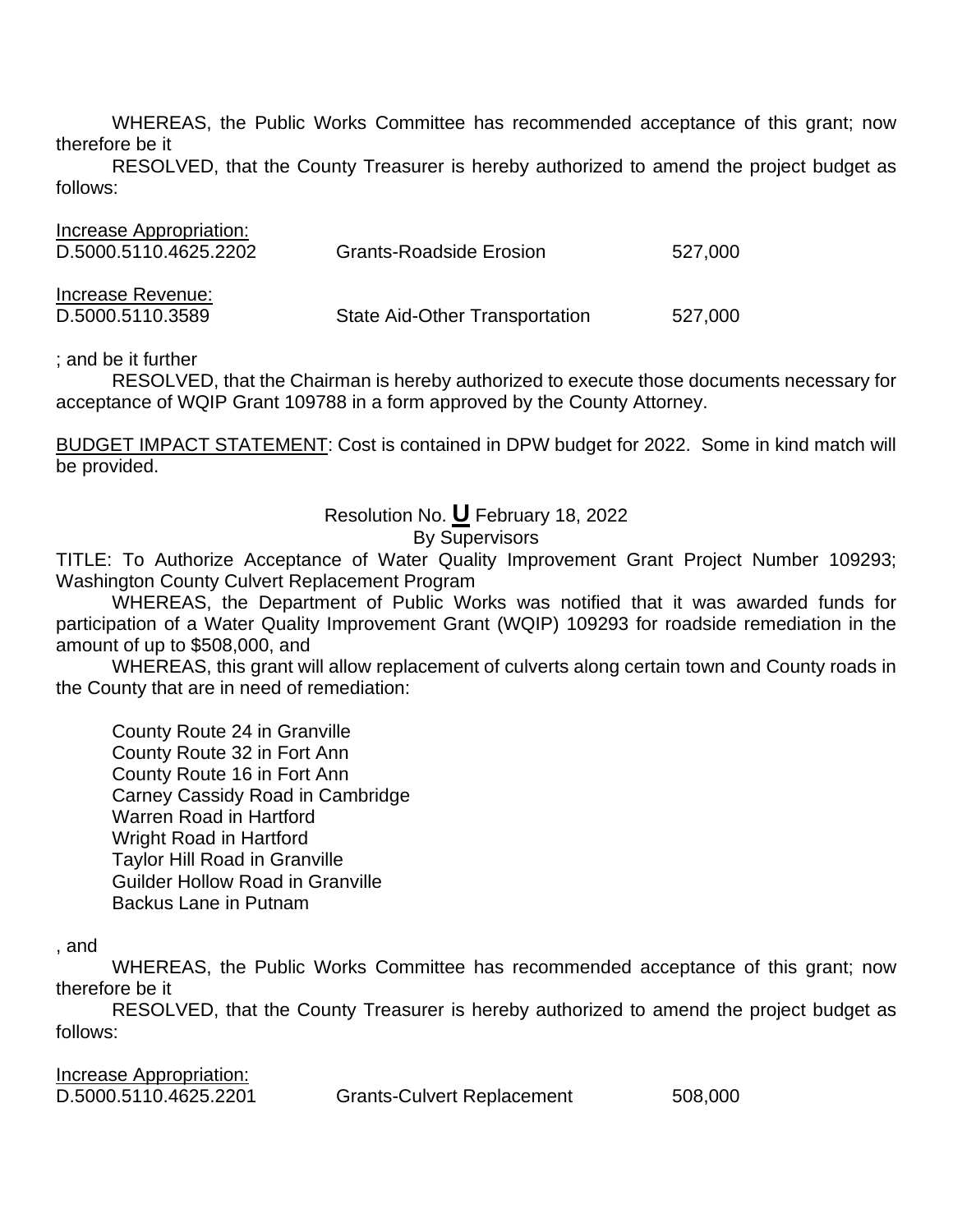WHEREAS, the Public Works Committee has recommended acceptance of this grant; now therefore be it

RESOLVED, that the County Treasurer is hereby authorized to amend the project budget as follows:

<u>Increase Appropriation:</u>

| | | |
|---|---|---|
| D.5000.5110.4625.2202 | Grants-Roadside Erosion | 527,000 |

<u>Increase Revenue:</u>

| | | |
|---|---|---|
| D.5000.5110.3589 | State Aid-Other Transportation | 527,000 |

; and be it further

RESOLVED, that the Chairman is hereby authorized to execute those documents necessary for acceptance of WQIP Grant 109788 in a form approved by the County Attorney.

<u>BUDGET IMPACT STATEMENT</u>: Cost is contained in DPW budget for 2022. Some in kind match will be provided.

Resolution No. **<u>U</u>** February 18, 2022

By Supervisors

TITLE: To Authorize Acceptance of Water Quality Improvement Grant Project Number 109293; Washington County Culvert Replacement Program

WHEREAS, the Department of Public Works was notified that it was awarded funds for participation of a Water Quality Improvement Grant (WQIP) 109293 for roadside remediation in the amount of up to $508,000, and

WHEREAS, this grant will allow replacement of culverts along certain town and County roads in the County that are in need of remediation:

County Route 24 in Granville
County Route 32 in Fort Ann
County Route 16 in Fort Ann
Carney Cassidy Road in Cambridge
Warren Road in Hartford
Wright Road in Hartford
Taylor Hill Road in Granville
Guilder Hollow Road in Granville
Backus Lane in Putnam

, and

WHEREAS, the Public Works Committee has recommended acceptance of this grant; now therefore be it

RESOLVED, that the County Treasurer is hereby authorized to amend the project budget as follows:

<u>Increase Appropriation:</u>

| | | |
|---|---|---|
| D.5000.5110.4625.2201 | Grants-Culvert Replacement | 508,000 |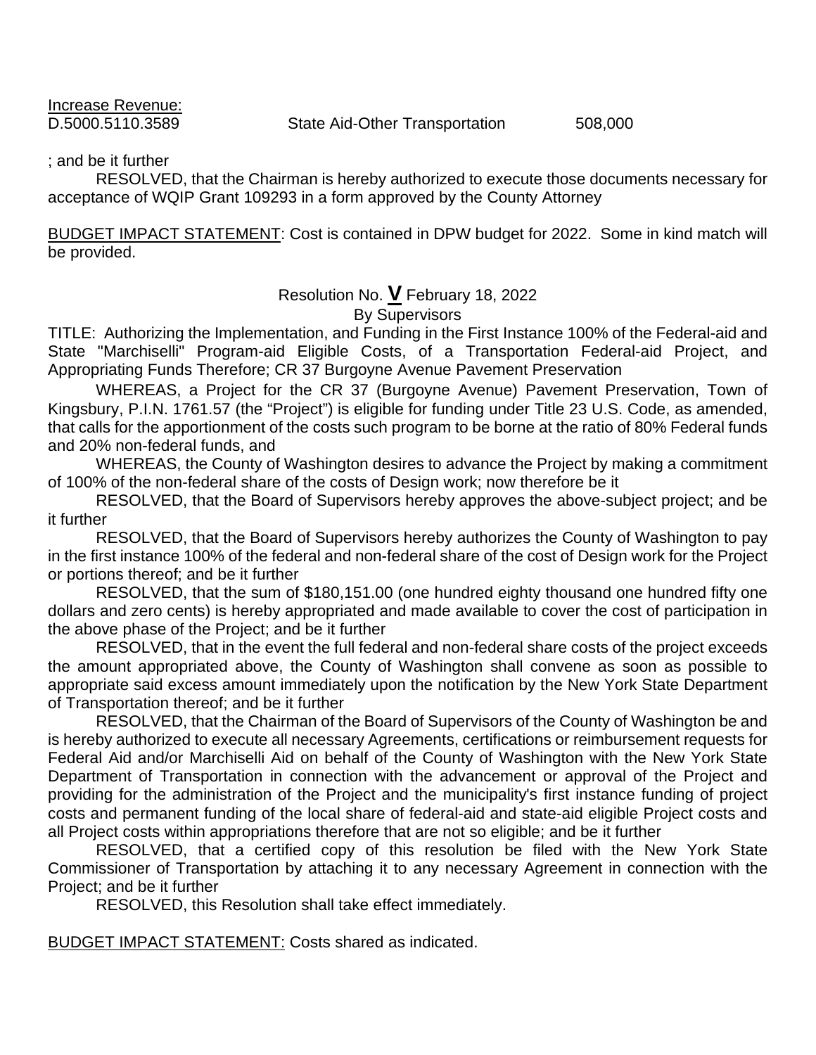Increase Revenue:

| | | |
|---|---|---|
| D.5000.5110.3589 | State Aid-Other Transportation | 508,000 |

; and be it further

RESOLVED, that the Chairman is hereby authorized to execute those documents necessary for acceptance of WQIP Grant 109293 in a form approved by the County Attorney

BUDGET IMPACT STATEMENT: Cost is contained in DPW budget for 2022. Some in kind match will be provided.

Resolution No. **V** February 18, 2022
By Supervisors

TITLE: Authorizing the Implementation, and Funding in the First Instance 100% of the Federal-aid and State "Marchiselli" Program-aid Eligible Costs, of a Transportation Federal-aid Project, and Appropriating Funds Therefore; CR 37 Burgoyne Avenue Pavement Preservation

WHEREAS, a Project for the CR 37 (Burgoyne Avenue) Pavement Preservation, Town of Kingsbury, P.I.N. 1761.57 (the "Project") is eligible for funding under Title 23 U.S. Code, as amended, that calls for the apportionment of the costs such program to be borne at the ratio of 80% Federal funds and 20% non-federal funds, and

WHEREAS, the County of Washington desires to advance the Project by making a commitment of 100% of the non-federal share of the costs of Design work; now therefore be it

RESOLVED, that the Board of Supervisors hereby approves the above-subject project; and be it further

RESOLVED, that the Board of Supervisors hereby authorizes the County of Washington to pay in the first instance 100% of the federal and non-federal share of the cost of Design work for the Project or portions thereof; and be it further

RESOLVED, that the sum of $180,151.00 (one hundred eighty thousand one hundred fifty one dollars and zero cents) is hereby appropriated and made available to cover the cost of participation in the above phase of the Project; and be it further

RESOLVED, that in the event the full federal and non-federal share costs of the project exceeds the amount appropriated above, the County of Washington shall convene as soon as possible to appropriate said excess amount immediately upon the notification by the New York State Department of Transportation thereof; and be it further

RESOLVED, that the Chairman of the Board of Supervisors of the County of Washington be and is hereby authorized to execute all necessary Agreements, certifications or reimbursement requests for Federal Aid and/or Marchiselli Aid on behalf of the County of Washington with the New York State Department of Transportation in connection with the advancement or approval of the Project and providing for the administration of the Project and the municipality's first instance funding of project costs and permanent funding of the local share of federal-aid and state-aid eligible Project costs and all Project costs within appropriations therefore that are not so eligible; and be it further

RESOLVED, that a certified copy of this resolution be filed with the New York State Commissioner of Transportation by attaching it to any necessary Agreement in connection with the Project; and be it further

RESOLVED, this Resolution shall take effect immediately.

BUDGET IMPACT STATEMENT: Costs shared as indicated.